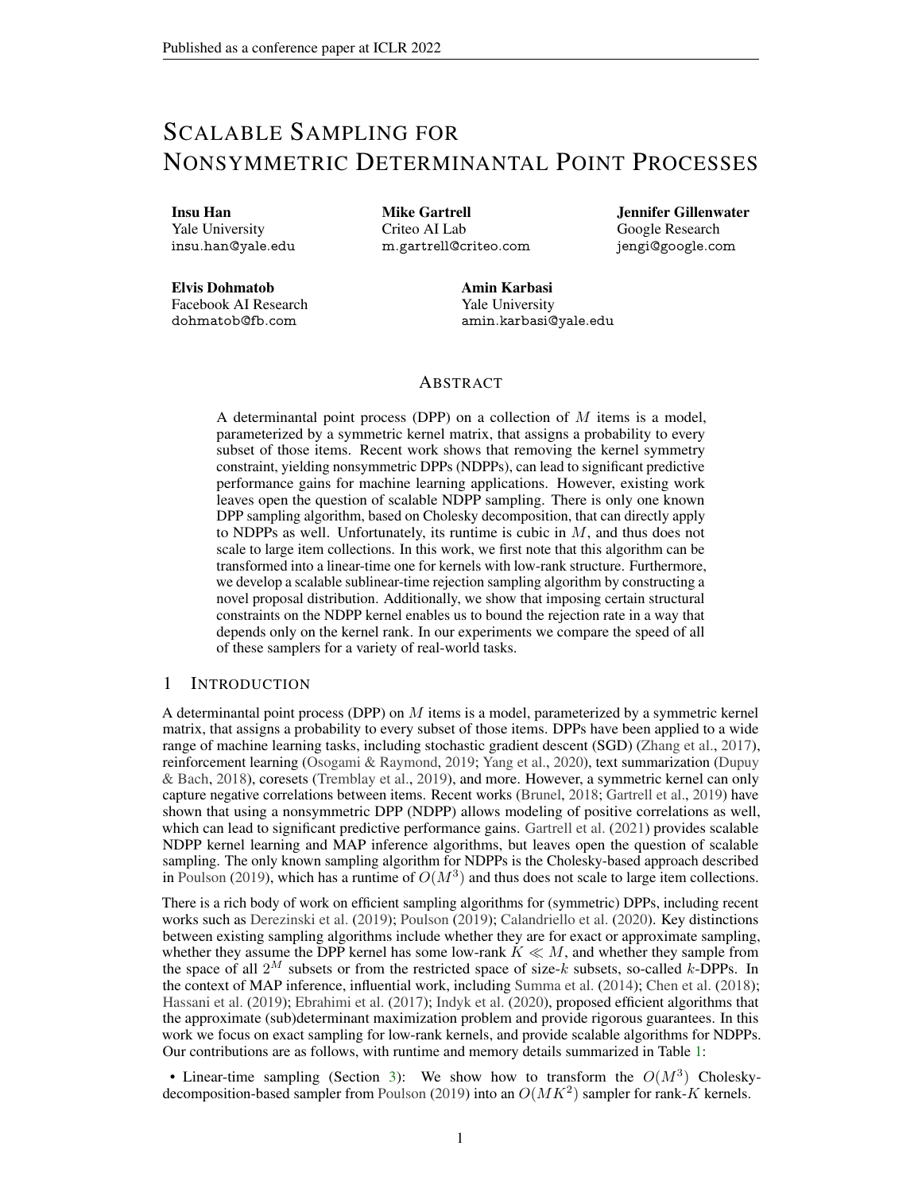# Scalable Sampling for Nonsymmetric Determinantal Point Processes

**Insu Han**
Yale University
insu.han@yale.edu

**Mike Gartrell**
Criteo AI Lab
m.gartrell@criteo.com

**Jennifer Gillenwater**
Google Research
jengi@google.com

**Elvis Dohmatob**
Facebook AI Research
dohmatob@fb.com

**Amin Karbasi**
Yale University
amin.karbasi@yale.edu

## Abstract

A determinantal point process (DPP) on a collection of $M$ items is a model, parameterized by a symmetric kernel matrix, that assigns a probability to every subset of those items. Recent work shows that removing the kernel symmetry constraint, yielding nonsymmetric DPPs (NDPPs), can lead to significant predictive performance gains for machine learning applications. However, existing work leaves open the question of scalable NDPP sampling. There is only one known DPP sampling algorithm, based on Cholesky decomposition, that can directly apply to NDPPs as well. Unfortunately, its runtime is cubic in $M$, and thus does not scale to large item collections. In this work, we first note that this algorithm can be transformed into a linear-time one for kernels with low-rank structure. Furthermore, we develop a scalable sublinear-time rejection sampling algorithm by constructing a novel proposal distribution. Additionally, we show that imposing certain structural constraints on the NDPP kernel enables us to bound the rejection rate in a way that depends only on the kernel rank. In our experiments we compare the speed of all of these samplers for a variety of real-world tasks.

## 1 Introduction

A determinantal point process (DPP) on $M$ items is a model, parameterized by a symmetric kernel matrix, that assigns a probability to every subset of those items. DPPs have been applied to a wide range of machine learning tasks, including stochastic gradient descent (SGD) (Zhang et al., 2017), reinforcement learning (Osogami & Raymond, 2019; Yang et al., 2020), text summarization (Dupuy & Bach, 2018), coresets (Tremblay et al., 2019), and more. However, a symmetric kernel can only capture negative correlations between items. Recent works (Brunel, 2018; Gartrell et al., 2019) have shown that using a nonsymmetric DPP (NDPP) allows modeling of positive correlations as well, which can lead to significant predictive performance gains. Gartrell et al. (2021) provides scalable NDPP kernel learning and MAP inference algorithms, but leaves open the question of scalable sampling. The only known sampling algorithm for NDPPs is the Cholesky-based approach described in Poulson (2019), which has a runtime of $O(M^3)$ and thus does not scale to large item collections.

There is a rich body of work on efficient sampling algorithms for (symmetric) DPPs, including recent works such as Derezinski et al. (2019); Poulson (2019); Calandriello et al. (2020). Key distinctions between existing sampling algorithms include whether they are for exact or approximate sampling, whether they assume the DPP kernel has some low-rank $K \ll M$, and whether they sample from the space of all $2^M$ subsets or from the restricted space of size-$k$ subsets, so-called $k$-DPPs. In the context of MAP inference, influential work, including Summa et al. (2014); Chen et al. (2018); Hassani et al. (2019); Ebrahimi et al. (2017); Indyk et al. (2020), proposed efficient algorithms that the approximate (sub)determinant maximization problem and provide rigorous guarantees. In this work we focus on exact sampling for low-rank kernels, and provide scalable algorithms for NDPPs. Our contributions are as follows, with runtime and memory details summarized in Table 1:

- Linear-time sampling (Section 3): We show how to transform the $O(M^3)$ Cholesky-decomposition-based sampler from Poulson (2019) into an $O(MK^2)$ sampler for rank-$K$ kernels.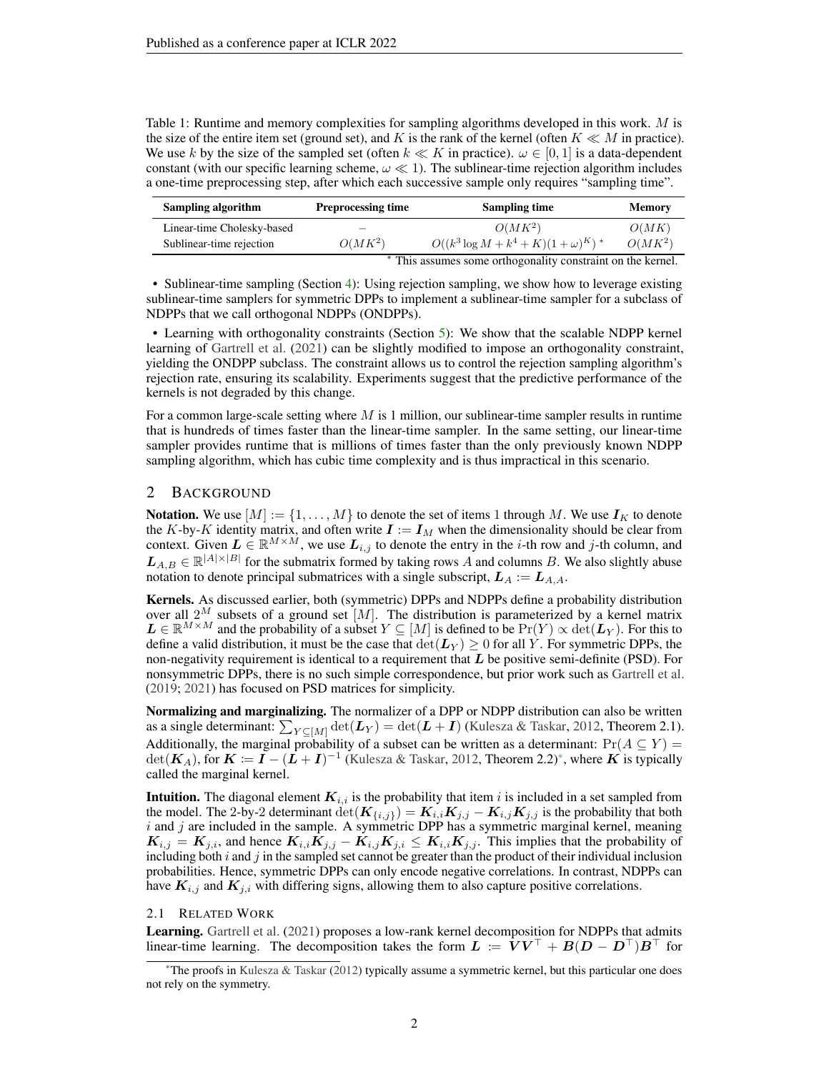Table 1: Runtime and memory complexities for sampling algorithms developed in this work. $M$ is the size of the entire item set (ground set), and $K$ is the rank of the kernel (often $K \ll M$ in practice). We use $k$ by the size of the sampled set (often $k \ll K$ in practice). $\omega \in [0, 1]$ is a data-dependent constant (with our specific learning scheme, $\omega \ll 1$). The sublinear-time rejection algorithm includes a one-time preprocessing step, after which each successive sample only requires "sampling time".

| Sampling algorithm | Preprocessing time | Sampling time | Memory |
|---|---|---|---|
| Linear-time Cholesky-based | – | $O(MK^2)$ | $O(MK)$ |
| Sublinear-time rejection | $O(MK^2)$ | $O((k^3 \log M + k^4 + K)(1+\omega)^K)$ * | $O(MK^2)$ |

* This assumes some orthogonality constraint on the kernel.

- Sublinear-time sampling (Section 4): Using rejection sampling, we show how to leverage existing sublinear-time samplers for symmetric DPPs to implement a sublinear-time sampler for a subclass of NDPPs that we call orthogonal NDPPs (ONDPPs).
- Learning with orthogonality constraints (Section 5): We show that the scalable NDPP kernel learning of Gartrell et al. (2021) can be slightly modified to impose an orthogonality constraint, yielding the ONDPP subclass. The constraint allows us to control the rejection sampling algorithm's rejection rate, ensuring its scalability. Experiments suggest that the predictive performance of the kernels is not degraded by this change.

For a common large-scale setting where $M$ is 1 million, our sublinear-time sampler results in runtime that is hundreds of times faster than the linear-time sampler. In the same setting, our linear-time sampler provides runtime that is millions of times faster than the only previously known NDPP sampling algorithm, which has cubic time complexity and is thus impractical in this scenario.

## 2 Background

**Notation.** We use $[M] := \{1, \ldots, M\}$ to denote the set of items 1 through $M$. We use $\boldsymbol{I}_K$ to denote the $K$-by-$K$ identity matrix, and often write $\boldsymbol{I} := \boldsymbol{I}_M$ when the dimensionality should be clear from context. Given $\boldsymbol{L} \in \mathbb{R}^{M \times M}$, we use $\boldsymbol{L}_{i,j}$ to denote the entry in the $i$-th row and $j$-th column, and $\boldsymbol{L}_{A,B} \in \mathbb{R}^{|A| \times |B|}$ for the submatrix formed by taking rows $A$ and columns $B$. We also slightly abuse notation to denote principal submatrices with a single subscript, $\boldsymbol{L}_A := \boldsymbol{L}_{A,A}$.

**Kernels.** As discussed earlier, both (symmetric) DPPs and NDPPs define a probability distribution over all $2^M$ subsets of a ground set $[M]$. The distribution is parameterized by a kernel matrix $\boldsymbol{L} \in \mathbb{R}^{M \times M}$ and the probability of a subset $Y \subseteq [M]$ is defined to be $\Pr(Y) \propto \det(\boldsymbol{L}_Y)$. For this to define a valid distribution, it must be the case that $\det(\boldsymbol{L}_Y) \geq 0$ for all $Y$. For symmetric DPPs, the non-negativity requirement is identical to a requirement that $\boldsymbol{L}$ be positive semi-definite (PSD). For nonsymmetric DPPs, there is no such simple correspondence, but prior work such as Gartrell et al. (2019; 2021) has focused on PSD matrices for simplicity.

**Normalizing and marginalizing.** The normalizer of a DPP or NDPP distribution can also be written as a single determinant: $\sum_{Y \subseteq [M]} \det(\boldsymbol{L}_Y) = \det(\boldsymbol{L} + \boldsymbol{I})$ (Kulesza & Taskar, 2012, Theorem 2.1). Additionally, the marginal probability of a subset can be written as a determinant: $\Pr(A \subseteq Y) = \det(\boldsymbol{K}_A)$, for $\boldsymbol{K} := \boldsymbol{I} - (\boldsymbol{L} + \boldsymbol{I})^{-1}$ (Kulesza & Taskar, 2012, Theorem 2.2)*, where $\boldsymbol{K}$ is typically called the marginal kernel.

**Intuition.** The diagonal element $\boldsymbol{K}_{i,i}$ is the probability that item $i$ is included in a set sampled from the model. The 2-by-2 determinant $\det(\boldsymbol{K}_{\{i,j\}}) = \boldsymbol{K}_{i,i}\boldsymbol{K}_{j,j} - \boldsymbol{K}_{i,j}\boldsymbol{K}_{j,j}$ is the probability that both $i$ and $j$ are included in the sample. A symmetric DPP has a symmetric marginal kernel, meaning $\boldsymbol{K}_{i,j} = \boldsymbol{K}_{j,i}$, and hence $\boldsymbol{K}_{i,i}\boldsymbol{K}_{j,j} - \boldsymbol{K}_{i,j}\boldsymbol{K}_{j,i} \leq \boldsymbol{K}_{i,i}\boldsymbol{K}_{j,j}$. This implies that the probability of including both $i$ and $j$ in the sampled set cannot be greater than the product of their individual inclusion probabilities. Hence, symmetric DPPs can only encode negative correlations. In contrast, NDPPs can have $\boldsymbol{K}_{i,j}$ and $\boldsymbol{K}_{j,i}$ with differing signs, allowing them to also capture positive correlations.

### 2.1 Related Work

**Learning.** Gartrell et al. (2021) proposes a low-rank kernel decomposition for NDPPs that admits linear-time learning. The decomposition takes the form $\boldsymbol{L} := \boldsymbol{V}\boldsymbol{V}^\top + \boldsymbol{B}(\boldsymbol{D} - \boldsymbol{D}^\top)\boldsymbol{B}^\top$ for

*The proofs in Kulesza & Taskar (2012) typically assume a symmetric kernel, but this particular one does not rely on the symmetry.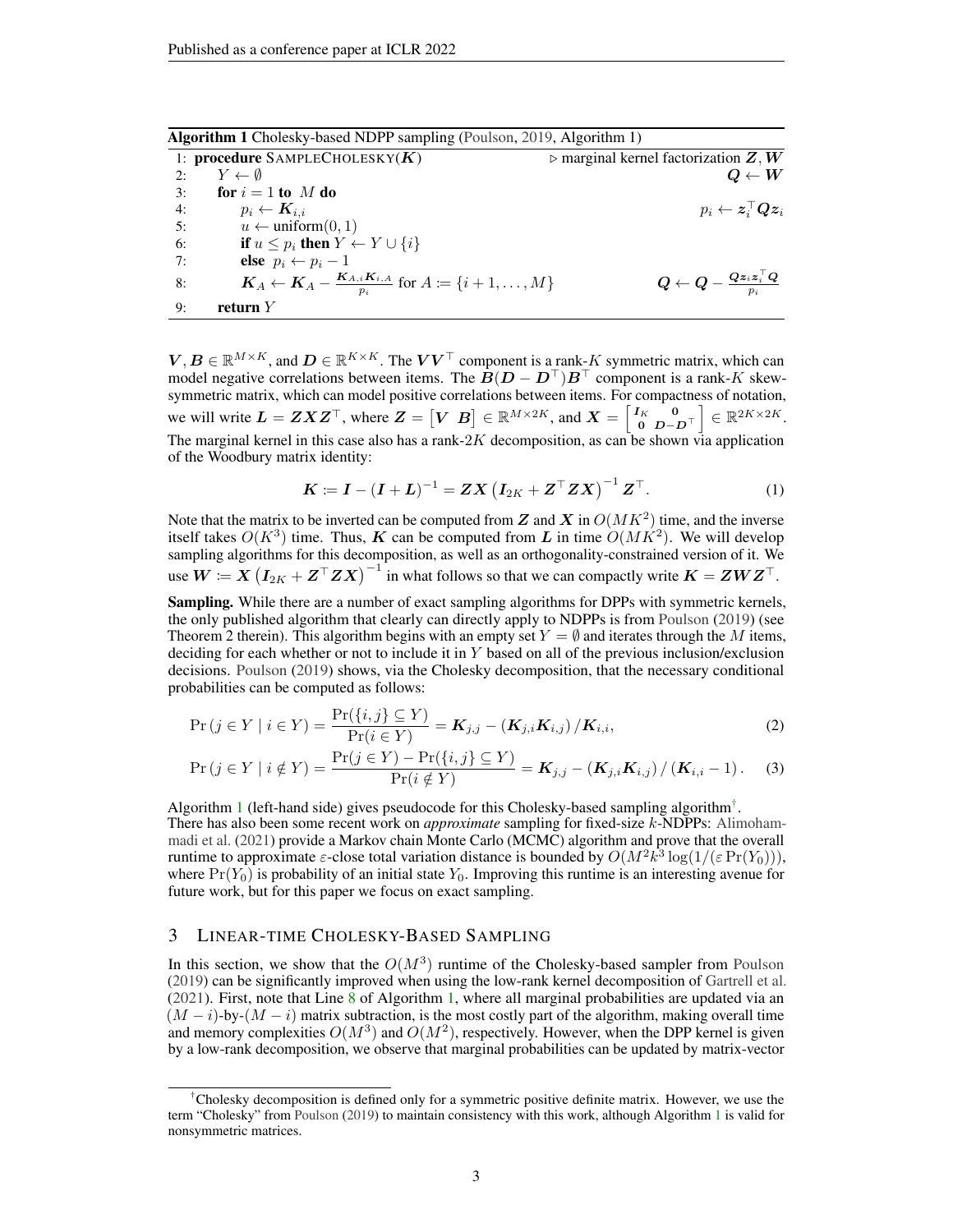**Algorithm 1** Cholesky-based NDPP sampling (Poulson, 2019, Algorithm 1)

| | | |
|---|---|---|
| 1: | **procedure** SAMPLECHOLESKY($\boldsymbol{K}$) | $\triangleright$ marginal kernel factorization $\boldsymbol{Z}, \boldsymbol{W}$ |
| 2: | $Y \leftarrow \emptyset$ | $\boldsymbol{Q} \leftarrow \boldsymbol{W}$ |
| 3: | **for** $i = 1$ **to** $M$ **do** | |
| 4: | $p_i \leftarrow \boldsymbol{K}_{i,i}$ | $p_i \leftarrow \boldsymbol{z}_i^\top \boldsymbol{Q} \boldsymbol{z}_i$ |
| 5: | $u \leftarrow \text{uniform}(0,1)$ | |
| 6: | **if** $u \le p_i$ **then** $Y \leftarrow Y \cup \{i\}$ | |
| 7: | **else** $p_i \leftarrow p_i - 1$ | |
| 8: | $\boldsymbol{K}_A \leftarrow \boldsymbol{K}_A - \frac{\boldsymbol{K}_{A,i}\boldsymbol{K}_{i,A}}{p_i}$ for $A \coloneqq \{i+1, \dots, M\}$ | $\boldsymbol{Q} \leftarrow \boldsymbol{Q} - \frac{\boldsymbol{Q}\boldsymbol{z}_i \boldsymbol{z}_i^\top \boldsymbol{Q}}{p_i}$ |
| 9: | **return** $Y$ | |

$\boldsymbol{V}, \boldsymbol{B} \in \mathbb{R}^{M \times K}$, and $\boldsymbol{D} \in \mathbb{R}^{K \times K}$. The $\boldsymbol{V}\boldsymbol{V}^\top$ component is a rank-$K$ symmetric matrix, which can model negative correlations between items. The $\boldsymbol{B}(\boldsymbol{D} - \boldsymbol{D}^\top)\boldsymbol{B}^\top$ component is a rank-$K$ skew-symmetric matrix, which can model positive correlations between items. For compactness of notation, we will write $\boldsymbol{L} = \boldsymbol{Z}\boldsymbol{X}\boldsymbol{Z}^\top$, where $\boldsymbol{Z} = \begin{bmatrix}\boldsymbol{V} & \boldsymbol{B}\end{bmatrix} \in \mathbb{R}^{M \times 2K}$, and $\boldsymbol{X} = \begin{bmatrix}\boldsymbol{I}_K & \boldsymbol{0} \\ \boldsymbol{0} & \boldsymbol{D} - \boldsymbol{D}^\top\end{bmatrix} \in \mathbb{R}^{2K \times 2K}$. The marginal kernel in this case also has a rank-$2K$ decomposition, as can be shown via application of the Woodbury matrix identity:

$$\boldsymbol{K} \coloneqq \boldsymbol{I} - (\boldsymbol{I} + \boldsymbol{L})^{-1} = \boldsymbol{Z}\boldsymbol{X}\left(\boldsymbol{I}_{2K} + \boldsymbol{Z}^\top \boldsymbol{Z}\boldsymbol{X}\right)^{-1} \boldsymbol{Z}^\top. \tag{1}$$

Note that the matrix to be inverted can be computed from $\boldsymbol{Z}$ and $\boldsymbol{X}$ in $O(MK^2)$ time, and the inverse itself takes $O(K^3)$ time. Thus, $\boldsymbol{K}$ can be computed from $\boldsymbol{L}$ in time $O(MK^2)$. We will develop sampling algorithms for this decomposition, as well as an orthogonality-constrained version of it. We use $\boldsymbol{W} \coloneqq \boldsymbol{X}\left(\boldsymbol{I}_{2K} + \boldsymbol{Z}^\top \boldsymbol{Z}\boldsymbol{X}\right)^{-1}$ in what follows so that we can compactly write $\boldsymbol{K} = \boldsymbol{Z}\boldsymbol{W}\boldsymbol{Z}^\top$.

**Sampling.** While there are a number of exact sampling algorithms for DPPs with symmetric kernels, the only published algorithm that clearly can directly apply to NDPPs is from Poulson (2019) (see Theorem 2 therein). This algorithm begins with an empty set $Y = \emptyset$ and iterates through the $M$ items, deciding for each whether or not to include it in $Y$ based on all of the previous inclusion/exclusion decisions. Poulson (2019) shows, via the Cholesky decomposition, that the necessary conditional probabilities can be computed as follows:

$$\Pr\left(j \in Y \mid i \in Y\right) = \frac{\Pr(\{i,j\} \subseteq Y)}{\Pr(i \in Y)} = \boldsymbol{K}_{j,j} - \left(\boldsymbol{K}_{j,i}\boldsymbol{K}_{i,j}\right)/\boldsymbol{K}_{i,i}, \tag{2}$$

$$\Pr\left(j \in Y \mid i \notin Y\right) = \frac{\Pr(j \in Y) - \Pr(\{i,j\} \subseteq Y)}{\Pr(i \notin Y)} = \boldsymbol{K}_{j,j} - \left(\boldsymbol{K}_{j,i}\boldsymbol{K}_{i,j}\right)/\left(\boldsymbol{K}_{i,i} - 1\right). \tag{3}$$

Algorithm 1 (left-hand side) gives pseudocode for this Cholesky-based sampling algorithm[†].

There has also been some recent work on *approximate* sampling for fixed-size $k$-NDPPs: Alimohammadi et al. (2021) provide a Markov chain Monte Carlo (MCMC) algorithm and prove that the overall runtime to approximate $\varepsilon$-close total variation distance is bounded by $O(M^2 k^3 \log(1/(\varepsilon \Pr(Y_0))))$, where $\Pr(Y_0)$ is probability of an initial state $Y_0$. Improving this runtime is an interesting avenue for future work, but for this paper we focus on exact sampling.

## 3 Linear-time Cholesky-based Sampling

In this section, we show that the $O(M^3)$ runtime of the Cholesky-based sampler from Poulson (2019) can be significantly improved when using the low-rank kernel decomposition of Gartrell et al. (2021). First, note that Line 8 of Algorithm 1, where all marginal probabilities are updated via an $(M-i)$-by-$(M-i)$ matrix subtraction, is the most costly part of the algorithm, making overall time and memory complexities $O(M^3)$ and $O(M^2)$, respectively. However, when the DPP kernel is given by a low-rank decomposition, we observe that marginal probabilities can be updated by matrix-vector

[†]Cholesky decomposition is defined only for a symmetric positive definite matrix. However, we use the term "Cholesky" from Poulson (2019) to maintain consistency with this work, although Algorithm 1 is valid for nonsymmetric matrices.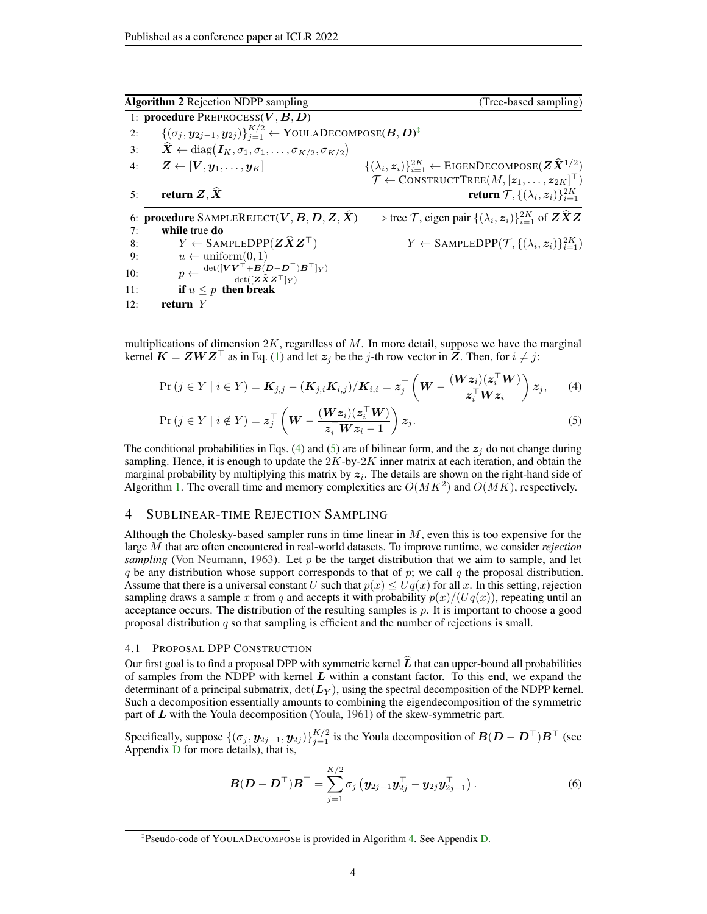**Algorithm 2** Rejection NDPP sampling (Tree-based sampling)

```
1: procedure PREPROCESS(V, B, D)
2:     {(σ_j, y_{2j-1}, y_{2j})}_{j=1}^{K/2} ← YOULADECOMPOSE(B, D)‡
3:     X̂ ← diag(I_K, σ_1, σ_1, ..., σ_{K/2}, σ_{K/2})
4:     Z ← [V, y_1, ..., y_K]                 {(λ_i, z_i)}_{i=1}^{2K} ← EIGENDECOMPOSE(Z X̂^{1/2})
                                               T ← CONSTRUCTTREE(M, [z_1, ..., z_{2K}]^⊤)
5:     return Z, X̂                            return T, {(λ_i, z_i)}_{i=1}^{2K}
6: procedure SAMPLEREJECT(V, B, D, Z, X̂)    ▷ tree T, eigen pair {(λ_i, z_i)}_{i=1}^{2K} of Z X̂ Z
7:     while true do
8:         Y ← SAMPLEDPP(Z X̂ Z^⊤)            Y ← SAMPLEDPP(T, {(λ_i, z_i)}_{i=1}^{2K})
9:         u ← uniform(0, 1)
10:        p ← det([VV^⊤ + B(D − D^⊤)B^⊤]_Y) / det([Z X̂ Z^⊤]_Y)
11:        if u ≤ p then break
12:    return Y
```

multiplications of dimension $2K$, regardless of $M$. In more detail, suppose we have the marginal kernel $\boldsymbol{K} = \boldsymbol{Z}\boldsymbol{W}\boldsymbol{Z}^\top$ as in Eq. (1) and let $\boldsymbol{z}_j$ be the $j$-th row vector in $\boldsymbol{Z}$. Then, for $i \neq j$:

$$\Pr(j \in Y \mid i \in Y) = \boldsymbol{K}_{j,j} - (\boldsymbol{K}_{j,i}\boldsymbol{K}_{i,j})/\boldsymbol{K}_{i,i} = \boldsymbol{z}_j^\top \left( \boldsymbol{W} - \frac{(\boldsymbol{W}\boldsymbol{z}_i)(\boldsymbol{z}_i^\top \boldsymbol{W})}{\boldsymbol{z}_i^\top \boldsymbol{W} \boldsymbol{z}_i} \right) \boldsymbol{z}_j, \tag{4}$$

$$\Pr(j \in Y \mid i \notin Y) = \boldsymbol{z}_j^\top \left( \boldsymbol{W} - \frac{(\boldsymbol{W}\boldsymbol{z}_i)(\boldsymbol{z}_i^\top \boldsymbol{W})}{\boldsymbol{z}_i^\top \boldsymbol{W} \boldsymbol{z}_i - 1} \right) \boldsymbol{z}_j. \tag{5}$$

The conditional probabilities in Eqs. (4) and (5) are of bilinear form, and the $\boldsymbol{z}_j$ do not change during sampling. Hence, it is enough to update the $2K$-by-$2K$ inner matrix at each iteration, and obtain the marginal probability by multiplying this matrix by $\boldsymbol{z}_i$. The details are shown on the right-hand side of Algorithm 1. The overall time and memory complexities are $O(MK^2)$ and $O(MK)$, respectively.

# 4 Sublinear-time Rejection Sampling

Although the Cholesky-based sampler runs in time linear in $M$, even this is too expensive for the large $M$ that are often encountered in real-world datasets. To improve runtime, we consider *rejection sampling* (Von Neumann, 1963). Let $p$ be the target distribution that we aim to sample, and let $q$ be any distribution whose support corresponds to that of $p$; we call $q$ the proposal distribution. Assume that there is a universal constant $U$ such that $p(x) \leq Uq(x)$ for all $x$. In this setting, rejection sampling draws a sample $x$ from $q$ and accepts it with probability $p(x)/(Uq(x))$, repeating until an acceptance occurs. The distribution of the resulting samples is $p$. It is important to choose a good proposal distribution $q$ so that sampling is efficient and the number of rejections is small.

## 4.1 Proposal DPP Construction

Our first goal is to find a proposal DPP with symmetric kernel $\widehat{\boldsymbol{L}}$ that can upper-bound all probabilities of samples from the NDPP with kernel $\boldsymbol{L}$ within a constant factor. To this end, we expand the determinant of a principal submatrix, $\det(\boldsymbol{L}_Y)$, using the spectral decomposition of the NDPP kernel. Such a decomposition essentially amounts to combining the eigendecomposition of the symmetric part of $\boldsymbol{L}$ with the Youla decomposition (Youla, 1961) of the skew-symmetric part.

Specifically, suppose $\{(\sigma_j, \boldsymbol{y}_{2j-1}, \boldsymbol{y}_{2j})\}_{j=1}^{K/2}$ is the Youla decomposition of $\boldsymbol{B}(\boldsymbol{D} - \boldsymbol{D}^\top)\boldsymbol{B}^\top$ (see Appendix D for more details), that is,

$$\boldsymbol{B}(\boldsymbol{D} - \boldsymbol{D}^\top)\boldsymbol{B}^\top = \sum_{j=1}^{K/2} \sigma_j \left( \boldsymbol{y}_{2j-1}\boldsymbol{y}_{2j}^\top - \boldsymbol{y}_{2j}\boldsymbol{y}_{2j-1}^\top \right). \tag{6}$$

[‡] Pseudo-code of YoulaDecompose is provided in Algorithm 4. See Appendix D.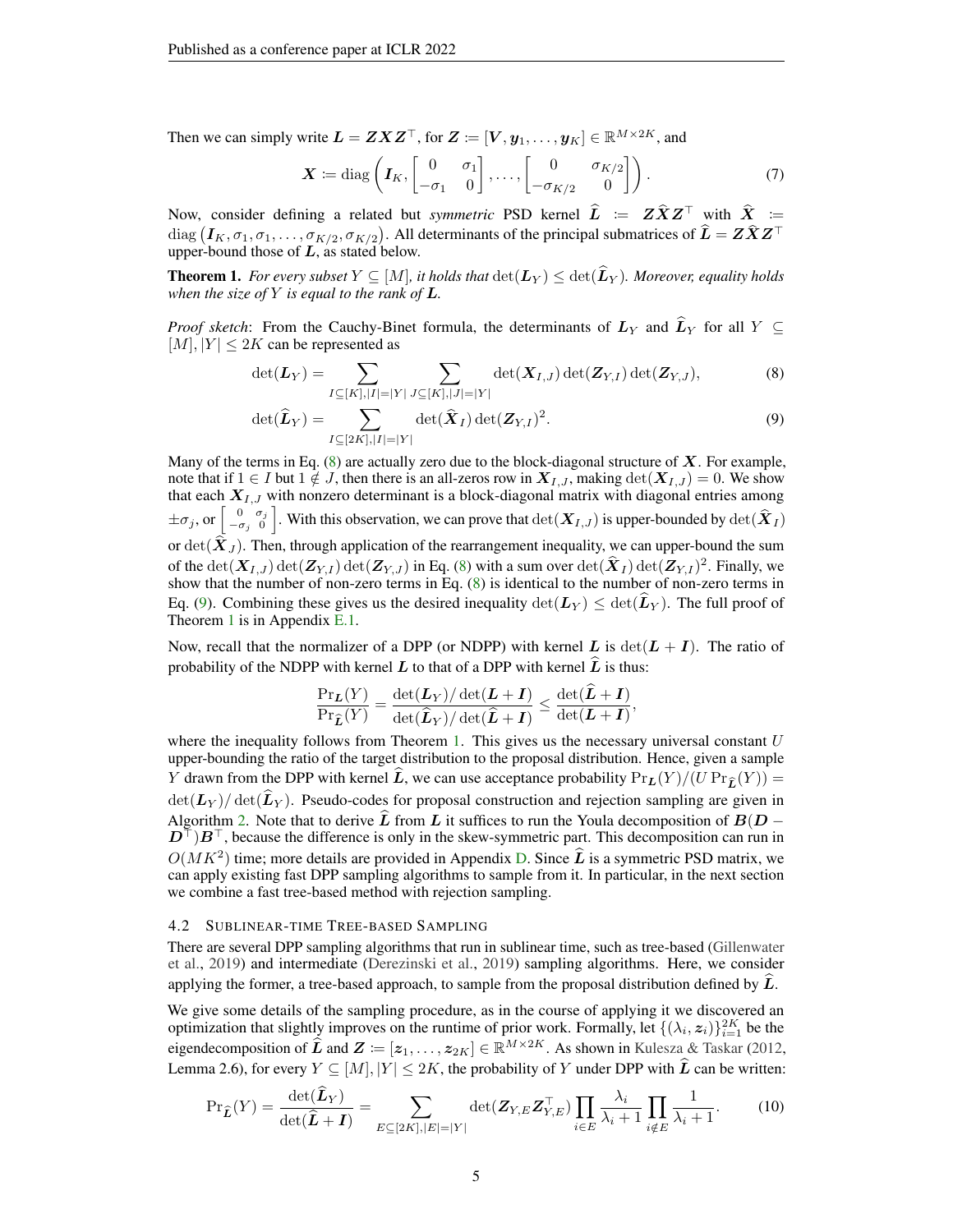Then we can simply write $\boldsymbol{L} = \boldsymbol{Z}\boldsymbol{X}\boldsymbol{Z}^\top$, for $\boldsymbol{Z} \coloneqq [\boldsymbol{V}, \boldsymbol{y}_1, \dots, \boldsymbol{y}_K] \in \mathbb{R}^{M \times 2K}$, and

$$
\boldsymbol{X} \coloneqq \operatorname{diag}\left(\boldsymbol{I}_K, \begin{bmatrix} 0 & \sigma_1 \\ -\sigma_1 & 0 \end{bmatrix}, \dots, \begin{bmatrix} 0 & \sigma_{K/2} \\ -\sigma_{K/2} & 0 \end{bmatrix}\right). \tag{7}
$$

Now, consider defining a related but *symmetric* PSD kernel $\widehat{\boldsymbol{L}} \coloneqq \boldsymbol{Z}\widehat{\boldsymbol{X}}\boldsymbol{Z}^\top$ with $\widehat{\boldsymbol{X}} \coloneqq \operatorname{diag}\left(\boldsymbol{I}_K, \sigma_1, \sigma_1, \dots, \sigma_{K/2}, \sigma_{K/2}\right)$. All determinants of the principal submatrices of $\widehat{\boldsymbol{L}} = \boldsymbol{Z}\widehat{\boldsymbol{X}}\boldsymbol{Z}^\top$ upper-bound those of $\boldsymbol{L}$, as stated below.

**Theorem 1.** *For every subset $Y \subseteq [M]$, it holds that $\det(\boldsymbol{L}_Y) \leq \det(\widehat{\boldsymbol{L}}_Y)$. Moreover, equality holds when the size of $Y$ is equal to the rank of $\boldsymbol{L}$.*

*Proof sketch*: From the Cauchy-Binet formula, the determinants of $\boldsymbol{L}_Y$ and $\widehat{\boldsymbol{L}}_Y$ for all $Y \subseteq [M], |Y| \leq 2K$ can be represented as

$$
\det(\boldsymbol{L}_Y) = \sum_{I \subseteq [K], |I|=|Y|} \; \sum_{J \subseteq [K], |J|=|Y|} \det(\boldsymbol{X}_{I,J}) \det(\boldsymbol{Z}_{Y,I}) \det(\boldsymbol{Z}_{Y,J}), \tag{8}
$$

$$
\det(\widehat{\boldsymbol{L}}_Y) = \sum_{I \subseteq [2K], |I|=|Y|} \det(\widehat{\boldsymbol{X}}_I) \det(\boldsymbol{Z}_{Y,I})^2. \tag{9}
$$

Many of the terms in Eq. (8) are actually zero due to the block-diagonal structure of $\boldsymbol{X}$. For example, note that if $1 \in I$ but $1 \notin J$, then there is an all-zeros row in $\boldsymbol{X}_{I,J}$, making $\det(\boldsymbol{X}_{I,J}) = 0$. We show that each $\boldsymbol{X}_{I,J}$ with nonzero determinant is a block-diagonal matrix with diagonal entries among $\pm\sigma_j$, or $\left[\begin{smallmatrix} 0 & \sigma_j \\ -\sigma_j & 0 \end{smallmatrix}\right]$. With this observation, we can prove that $\det(\boldsymbol{X}_{I,J})$ is upper-bounded by $\det(\widehat{\boldsymbol{X}}_I)$ or $\det(\widehat{\boldsymbol{X}}_J)$. Then, through application of the rearrangement inequality, we can upper-bound the sum of the $\det(\boldsymbol{X}_{I,J}) \det(\boldsymbol{Z}_{Y,I}) \det(\boldsymbol{Z}_{Y,J})$ in Eq. (8) with a sum over $\det(\widehat{\boldsymbol{X}}_I) \det(\boldsymbol{Z}_{Y,I})^2$. Finally, we show that the number of non-zero terms in Eq. (8) is identical to the number of non-zero terms in Eq. (9). Combining these gives us the desired inequality $\det(\boldsymbol{L}_Y) \leq \det(\widehat{\boldsymbol{L}}_Y)$. The full proof of Theorem 1 is in Appendix E.1.

Now, recall that the normalizer of a DPP (or NDPP) with kernel $\boldsymbol{L}$ is $\det(\boldsymbol{L} + \boldsymbol{I})$. The ratio of probability of the NDPP with kernel $\boldsymbol{L}$ to that of a DPP with kernel $\widehat{\boldsymbol{L}}$ is thus:

$$
\frac{\Pr_{\boldsymbol{L}}(Y)}{\Pr_{\widehat{\boldsymbol{L}}}(Y)} = \frac{\det(\boldsymbol{L}_Y)/\det(\boldsymbol{L} + \boldsymbol{I})}{\det(\widehat{\boldsymbol{L}}_Y)/\det(\widehat{\boldsymbol{L}} + \boldsymbol{I})} \leq \frac{\det(\widehat{\boldsymbol{L}} + \boldsymbol{I})}{\det(\boldsymbol{L} + \boldsymbol{I})},
$$

where the inequality follows from Theorem 1. This gives us the necessary universal constant $U$ upper-bounding the ratio of the target distribution to the proposal distribution. Hence, given a sample $Y$ drawn from the DPP with kernel $\widehat{\boldsymbol{L}}$, we can use acceptance probability $\Pr_{\boldsymbol{L}}(Y)/(U \Pr_{\widehat{\boldsymbol{L}}}(Y)) = \det(\boldsymbol{L}_Y)/\det(\widehat{\boldsymbol{L}}_Y)$. Pseudo-codes for proposal construction and rejection sampling are given in Algorithm 2. Note that to derive $\widehat{\boldsymbol{L}}$ from $\boldsymbol{L}$ it suffices to run the Youla decomposition of $\boldsymbol{B}(\boldsymbol{D} - \boldsymbol{D}^\top)\boldsymbol{B}^\top$, because the difference is only in the skew-symmetric part. This decomposition can run in $O(MK^2)$ time; more details are provided in Appendix D. Since $\widehat{\boldsymbol{L}}$ is a symmetric PSD matrix, we can apply existing fast DPP sampling algorithms to sample from it. In particular, in the next section we combine a fast tree-based method with rejection sampling.

### 4.2 Sublinear-time Tree-based Sampling

There are several DPP sampling algorithms that run in sublinear time, such as tree-based (Gillenwater et al., 2019) and intermediate (Derezinski et al., 2019) sampling algorithms. Here, we consider applying the former, a tree-based approach, to sample from the proposal distribution defined by $\widehat{\boldsymbol{L}}$.

We give some details of the sampling procedure, as in the course of applying it we discovered an optimization that slightly improves on the runtime of prior work. Formally, let $\{(\lambda_i, \boldsymbol{z}_i)\}_{i=1}^{2K}$ be the eigendecomposition of $\widehat{\boldsymbol{L}}$ and $\boldsymbol{Z} \coloneqq [\boldsymbol{z}_1, \dots, \boldsymbol{z}_{2K}] \in \mathbb{R}^{M \times 2K}$. As shown in Kulesza & Taskar (2012, Lemma 2.6), for every $Y \subseteq [M], |Y| \leq 2K$, the probability of $Y$ under DPP with $\widehat{\boldsymbol{L}}$ can be written:

$$
\Pr_{\widehat{\boldsymbol{L}}}(Y) = \frac{\det(\widehat{\boldsymbol{L}}_Y)}{\det(\widehat{\boldsymbol{L}} + \boldsymbol{I})} = \sum_{E \subseteq [2K], |E|=|Y|} \det(\boldsymbol{Z}_{Y,E}\boldsymbol{Z}_{Y,E}^\top) \prod_{i \in E} \frac{\lambda_i}{\lambda_i + 1} \prod_{i \notin E} \frac{1}{\lambda_i + 1}. \tag{10}
$$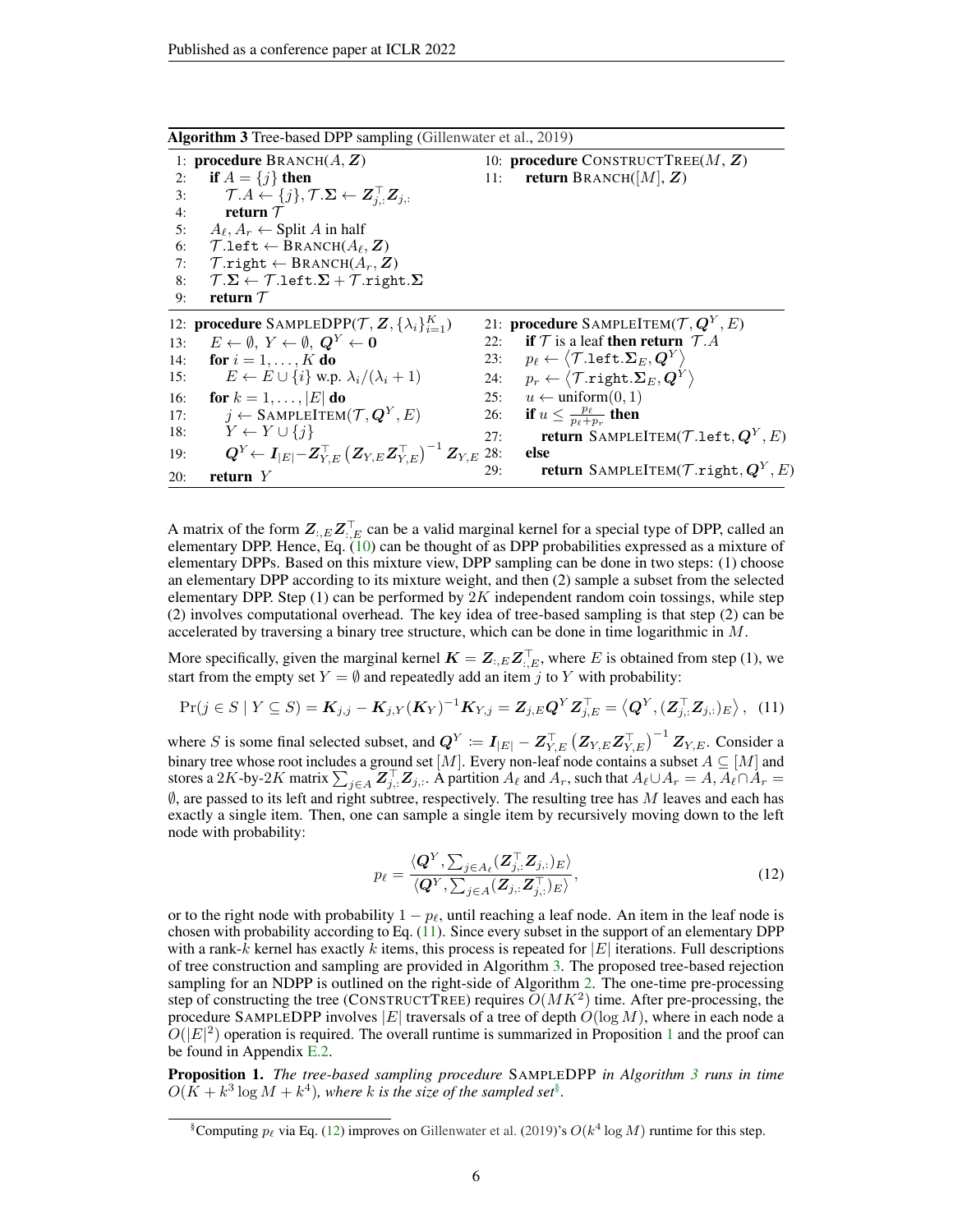**Algorithm 3** Tree-based DPP sampling (Gillenwater et al., 2019)

```
1: procedure BRANCH(A, Z)
2:   if A = {j} then
3:     T.A ← {j}, T.Σ ← Z_{j,:}^T Z_{j,:}
4:     return T
5:   A_ℓ, A_r ← Split A in half
6:   T.left ← BRANCH(A_ℓ, Z)
7:   T.right ← BRANCH(A_r, Z)
8:   T.Σ ← T.left.Σ + T.right.Σ
9:   return T

10: procedure CONSTRUCTTREE(M, Z)
11:   return BRANCH([M], Z)

12: procedure SAMPLEDPP(T, Z, {λ_i}_{i=1}^K)
13:   E ← ∅, Y ← ∅, Q^Y ← 0
14:   for i = 1, ..., K do
15:     E ← E ∪ {i} w.p. λ_i/(λ_i + 1)
16:   for k = 1, ..., |E| do
17:     j ← SAMPLEITEM(T, Q^Y, E)
18:     Y ← Y ∪ {j}
19:     Q^Y ← I_{|E|} − Z_{Y,E}^T (Z_{Y,E} Z_{Y,E}^T)^{-1} Z_{Y,E}
20:   return Y

21: procedure SAMPLEITEM(T, Q^Y, E)
22:   if T is a leaf then return T.A
23:   p_ℓ ← ⟨T.left.Σ_E, Q^Y⟩
24:   p_r ← ⟨T.right.Σ_E, Q^Y⟩
25:   u ← uniform(0, 1)
26:   if u ≤ p_ℓ/(p_ℓ + p_r) then
27:     return SAMPLEITEM(T.left, Q^Y, E)
28:   else
29:     return SAMPLEITEM(T.right, Q^Y, E)
```

A matrix of the form $\boldsymbol{Z}_{:,E}\boldsymbol{Z}_{:,E}^\top$ can be a valid marginal kernel for a special type of DPP, called an elementary DPP. Hence, Eq. (10) can be thought of as DPP probabilities expressed as a mixture of elementary DPPs. Based on this mixture view, DPP sampling can be done in two steps: (1) choose an elementary DPP according to its mixture weight, and then (2) sample a subset from the selected elementary DPP. Step (1) can be performed by $2K$ independent random coin tossings, while step (2) involves computational overhead. The key idea of tree-based sampling is that step (2) can be accelerated by traversing a binary tree structure, which can be done in time logarithmic in $M$.

More specifically, given the marginal kernel $\boldsymbol{K} = \boldsymbol{Z}_{:,E}\boldsymbol{Z}_{:,E}^\top$, where $E$ is obtained from step (1), we start from the empty set $Y = \emptyset$ and repeatedly add an item $j$ to $Y$ with probability:

$$\Pr(j \in S \mid Y \subseteq S) = \boldsymbol{K}_{j,j} - \boldsymbol{K}_{j,Y}(\boldsymbol{K}_Y)^{-1}\boldsymbol{K}_{Y,j} = \boldsymbol{Z}_{j,E}\boldsymbol{Q}^Y\boldsymbol{Z}_{j,E}^\top = \left\langle \boldsymbol{Q}^Y, (\boldsymbol{Z}_{j,:}^\top \boldsymbol{Z}_{j,:})_E \right\rangle, \quad (11)$$

where $S$ is some final selected subset, and $\boldsymbol{Q}^Y \coloneqq \boldsymbol{I}_{|E|} - \boldsymbol{Z}_{Y,E}^\top \left(\boldsymbol{Z}_{Y,E}\boldsymbol{Z}_{Y,E}^\top\right)^{-1}\boldsymbol{Z}_{Y,E}$. Consider a binary tree whose root includes a ground set $[M]$. Every non-leaf node contains a subset $A \subseteq [M]$ and stores a $2K$-by-$2K$ matrix $\sum_{j\in A}\boldsymbol{Z}_{j,:}^\top\boldsymbol{Z}_{j,:}$. A partition $A_\ell$ and $A_r$, such that $A_\ell \cup A_r = A$, $A_\ell \cap A_r = \emptyset$, are passed to its left and right subtree, respectively. The resulting tree has $M$ leaves and each has exactly a single item. Then, one can sample a single item by recursively moving down to the left node with probability:

$$p_\ell = \frac{\langle \boldsymbol{Q}^Y, \sum_{j\in A_\ell}(\boldsymbol{Z}_{j,:}^\top\boldsymbol{Z}_{j,:})_E\rangle}{\langle \boldsymbol{Q}^Y, \sum_{j\in A}(\boldsymbol{Z}_{j,:}\boldsymbol{Z}_{j,:}^\top)_E\rangle}, \quad (12)$$

or to the right node with probability $1 - p_\ell$, until reaching a leaf node. An item in the leaf node is chosen with probability according to Eq. (11). Since every subset in the support of an elementary DPP with a rank-$k$ kernel has exactly $k$ items, this process is repeated for $|E|$ iterations. Full descriptions of tree construction and sampling are provided in Algorithm 3. The proposed tree-based rejection sampling for an NDPP is outlined on the right-side of Algorithm 2. The one-time pre-processing step of constructing the tree (CONSTRUCTTREE) requires $O(MK^2)$ time. After pre-processing, the procedure SAMPLEDPP involves $|E|$ traversals of a tree of depth $O(\log M)$, where in each node a $O(|E|^2)$ operation is required. The overall runtime is summarized in Proposition 1 and the proof can be found in Appendix E.2.

**Proposition 1.** *The tree-based sampling procedure* SAMPLEDPP *in Algorithm 3 runs in time* $O(K + k^3\log M + k^4)$, *where $k$ is the size of the sampled set*[§].

---

[§] Computing $p_\ell$ via Eq. (12) improves on Gillenwater et al. (2019)'s $O(k^4 \log M)$ runtime for this step.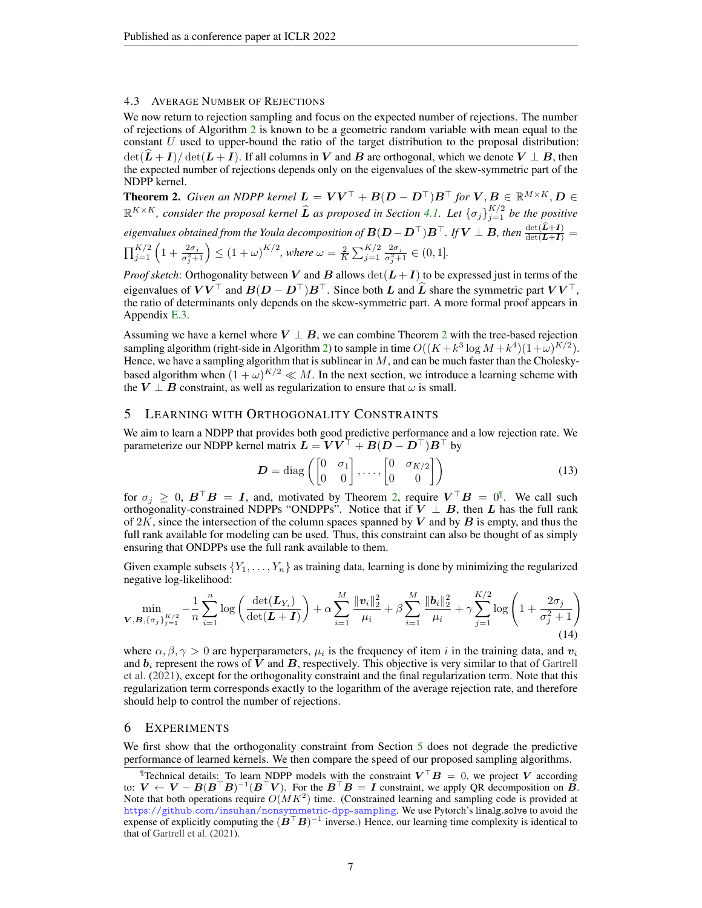### 4.3 Average Number of Rejections

We now return to rejection sampling and focus on the expected number of rejections. The number of rejections of Algorithm 2 is known to be a geometric random variable with mean equal to the constant $U$ used to upper-bound the ratio of the target distribution to the proposal distribution: $\det(\widehat{\boldsymbol{L}}+\boldsymbol{I})/\det(\boldsymbol{L}+\boldsymbol{I})$. If all columns in $\boldsymbol{V}$ and $\boldsymbol{B}$ are orthogonal, which we denote $\boldsymbol{V} \perp \boldsymbol{B}$, then the expected number of rejections depends only on the eigenvalues of the skew-symmetric part of the NDPP kernel.

**Theorem 2.** *Given an NDPP kernel $\boldsymbol{L} = \boldsymbol{V}\boldsymbol{V}^\top + \boldsymbol{B}(\boldsymbol{D}-\boldsymbol{D}^\top)\boldsymbol{B}^\top$ for $\boldsymbol{V}, \boldsymbol{B} \in \mathbb{R}^{M\times K}, \boldsymbol{D} \in \mathbb{R}^{K\times K}$, consider the proposal kernel $\widehat{\boldsymbol{L}}$ as proposed in Section 4.1. Let $\{\sigma_j\}_{j=1}^{K/2}$ be the positive eigenvalues obtained from the Youla decomposition of $\boldsymbol{B}(\boldsymbol{D}-\boldsymbol{D}^\top)\boldsymbol{B}^\top$. If $\boldsymbol{V} \perp \boldsymbol{B}$, then $\frac{\det(\widehat{\boldsymbol{L}}+\boldsymbol{I})}{\det(\boldsymbol{L}+\boldsymbol{I})} = \prod_{j=1}^{K/2}\left(1+\frac{2\sigma_j}{\sigma_j^2+1}\right) \le (1+\omega)^{K/2}$, where $\omega = \frac{2}{K}\sum_{j=1}^{K/2}\frac{2\sigma_j}{\sigma_j^2+1} \in (0,1]$.*

*Proof sketch*: Orthogonality between $\boldsymbol{V}$ and $\boldsymbol{B}$ allows $\det(\boldsymbol{L}+\boldsymbol{I})$ to be expressed just in terms of the eigenvalues of $\boldsymbol{V}\boldsymbol{V}^\top$ and $\boldsymbol{B}(\boldsymbol{D}-\boldsymbol{D}^\top)\boldsymbol{B}^\top$. Since both $\boldsymbol{L}$ and $\widehat{\boldsymbol{L}}$ share the symmetric part $\boldsymbol{V}\boldsymbol{V}^\top$, the ratio of determinants only depends on the skew-symmetric part. A more formal proof appears in Appendix E.3.

Assuming we have a kernel where $\boldsymbol{V} \perp \boldsymbol{B}$, we can combine Theorem 2 with the tree-based rejection sampling algorithm (right-side in Algorithm 2) to sample in time $O((K+k^3\log M + k^4)(1+\omega)^{K/2})$. Hence, we have a sampling algorithm that is sublinear in $M$, and can be much faster than the Cholesky-based algorithm when $(1+\omega)^{K/2} \ll M$. In the next section, we introduce a learning scheme with the $\boldsymbol{V} \perp \boldsymbol{B}$ constraint, as well as regularization to ensure that $\omega$ is small.

## 5 Learning with Orthogonality Constraints

We aim to learn a NDPP that provides both good predictive performance and a low rejection rate. We parameterize our NDPP kernel matrix $\boldsymbol{L} = \boldsymbol{V}\boldsymbol{V}^\top + \boldsymbol{B}(\boldsymbol{D}-\boldsymbol{D}^\top)\boldsymbol{B}^\top$ by

$$\boldsymbol{D} = \mathrm{diag}\left(\begin{bmatrix}0 & \sigma_1 \\ 0 & 0\end{bmatrix}, \dots, \begin{bmatrix}0 & \sigma_{K/2} \\ 0 & 0\end{bmatrix}\right) \tag{13}$$

for $\sigma_j \ge 0$, $\boldsymbol{B}^\top\boldsymbol{B} = \boldsymbol{I}$, and, motivated by Theorem 2, require $\boldsymbol{V}^\top\boldsymbol{B} = 0$[¶]. We call such orthogonality-constrained NDPPs "ONDPPs". Notice that if $\boldsymbol{V} \perp \boldsymbol{B}$, then $\boldsymbol{L}$ has the full rank of $2K$, since the intersection of the column spaces spanned by $\boldsymbol{V}$ and by $\boldsymbol{B}$ is empty, and thus the full rank available for modeling can be used. Thus, this constraint can also be thought of as simply ensuring that ONDPPs use the full rank available to them.

Given example subsets $\{Y_1, \dots, Y_n\}$ as training data, learning is done by minimizing the regularized negative log-likelihood:

$$\min_{\boldsymbol{V},\boldsymbol{B},\{\sigma_j\}_{j=1}^{K/2}} -\frac{1}{n}\sum_{i=1}^{n}\log\left(\frac{\det(\boldsymbol{L}_{Y_i})}{\det(\boldsymbol{L}+\boldsymbol{I})}\right) + \alpha\sum_{i=1}^{M}\frac{\|\boldsymbol{v}_i\|_2^2}{\mu_i} + \beta\sum_{i=1}^{M}\frac{\|\boldsymbol{b}_i\|_2^2}{\mu_i} + \gamma\sum_{j=1}^{K/2}\log\left(1+\frac{2\sigma_j}{\sigma_j^2+1}\right) \tag{14}$$

where $\alpha, \beta, \gamma > 0$ are hyperparameters, $\mu_i$ is the frequency of item $i$ in the training data, and $\boldsymbol{v}_i$ and $\boldsymbol{b}_i$ represent the rows of $\boldsymbol{V}$ and $\boldsymbol{B}$, respectively. This objective is very similar to that of Gartrell et al. (2021), except for the orthogonality constraint and the final regularization term. Note that this regularization term corresponds exactly to the logarithm of the average rejection rate, and therefore should help to control the number of rejections.

## 6 Experiments

We first show that the orthogonality constraint from Section 5 does not degrade the predictive performance of learned kernels. We then compare the speed of our proposed sampling algorithms.

[¶]Technical details: To learn NDPP models with the constraint $\boldsymbol{V}^\top\boldsymbol{B} = 0$, we project $\boldsymbol{V}$ according to: $\boldsymbol{V} \leftarrow \boldsymbol{V} - \boldsymbol{B}(\boldsymbol{B}^\top\boldsymbol{B})^{-1}(\boldsymbol{B}^\top\boldsymbol{V})$. For the $\boldsymbol{B}^\top\boldsymbol{B} = \boldsymbol{I}$ constraint, we apply QR decomposition on $\boldsymbol{B}$. Note that both operations require $O(MK^2)$ time. (Constrained learning and sampling code is provided at https://github.com/insuhan/nonsymmetric-dpp-sampling. We use Pytorch's `linalg.solve` to avoid the expense of explicitly computing the $(\boldsymbol{B}^\top\boldsymbol{B})^{-1}$ inverse.) Hence, our learning time complexity is identical to that of Gartrell et al. (2021).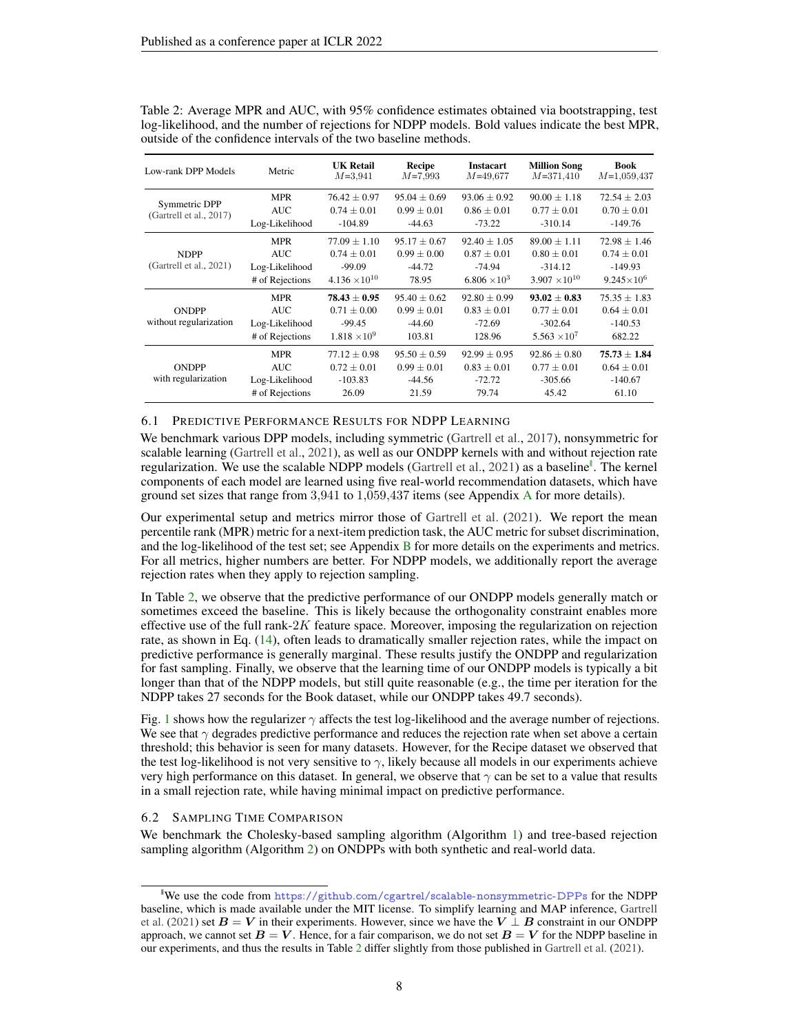Table 2: Average MPR and AUC, with 95% confidence estimates obtained via bootstrapping, test log-likelihood, and the number of rejections for NDPP models. Bold values indicate the best MPR, outside of the confidence intervals of the two baseline methods.

| Low-rank DPP Models | Metric | **UK Retail** $M$=3,941 | **Recipe** $M$=7,993 | **Instacart** $M$=49,677 | **Million Song** $M$=371,410 | **Book** $M$=1,059,437 |
|---|---|---|---|---|---|---|
| Symmetric DPP (Gartrell et al., 2017) | MPR | $76.42 \pm 0.97$ | $95.04 \pm 0.69$ | $93.06 \pm 0.92$ | $90.00 \pm 1.18$ | $72.54 \pm 2.03$ |
| | AUC | $0.74 \pm 0.01$ | $0.99 \pm 0.01$ | $0.86 \pm 0.01$ | $0.77 \pm 0.01$ | $0.70 \pm 0.01$ |
| | Log-Likelihood | -104.89 | -44.63 | -73.22 | -310.14 | -149.76 |
| NDPP (Gartrell et al., 2021) | MPR | $77.09 \pm 1.10$ | $95.17 \pm 0.67$ | $92.40 \pm 1.05$ | $89.00 \pm 1.11$ | $72.98 \pm 1.46$ |
| | AUC | $0.74 \pm 0.01$ | $0.99 \pm 0.00$ | $0.87 \pm 0.01$ | $0.80 \pm 0.01$ | $0.74 \pm 0.01$ |
| | Log-Likelihood | -99.09 | -44.72 | -74.94 | -314.12 | -149.93 |
| | # of Rejections | $4.136 \times 10^{10}$ | 78.95 | $6.806 \times 10^{3}$ | $3.907 \times 10^{10}$ | $9.245 \times 10^{6}$ |
| ONDPP without regularization | MPR | $\mathbf{78.43 \pm 0.95}$ | $95.40 \pm 0.62$ | $92.80 \pm 0.99$ | $\mathbf{93.02 \pm 0.83}$ | $75.35 \pm 1.83$ |
| | AUC | $0.71 \pm 0.00$ | $0.99 \pm 0.01$ | $0.83 \pm 0.01$ | $0.77 \pm 0.01$ | $0.64 \pm 0.01$ |
| | Log-Likelihood | -99.45 | -44.60 | -72.69 | -302.64 | -140.53 |
| | # of Rejections | $1.818 \times 10^{9}$ | 103.81 | 128.96 | $5.563 \times 10^{7}$ | 682.22 |
| ONDPP with regularization | MPR | $77.12 \pm 0.98$ | $95.50 \pm 0.59$ | $92.99 \pm 0.95$ | $92.86 \pm 0.80$ | $\mathbf{75.73 \pm 1.84}$ |
| | AUC | $0.72 \pm 0.01$ | $0.99 \pm 0.01$ | $0.83 \pm 0.01$ | $0.77 \pm 0.01$ | $0.64 \pm 0.01$ |
| | Log-Likelihood | -103.83 | -44.56 | -72.72 | -305.66 | -140.67 |
| | # of Rejections | 26.09 | 21.59 | 79.74 | 45.42 | 61.10 |

### 6.1 Predictive Performance Results for NDPP Learning

We benchmark various DPP models, including symmetric (Gartrell et al., 2017), nonsymmetric for scalable learning (Gartrell et al., 2021), as well as our ONDPP kernels with and without rejection rate regularization. We use the scalable NDPP models (Gartrell et al., 2021) as a baseline[‖]. The kernel components of each model are learned using five real-world recommendation datasets, which have ground set sizes that range from 3,941 to 1,059,437 items (see Appendix A for more details).

Our experimental setup and metrics mirror those of Gartrell et al. (2021). We report the mean percentile rank (MPR) metric for a next-item prediction task, the AUC metric for subset discrimination, and the log-likelihood of the test set; see Appendix B for more details on the experiments and metrics. For all metrics, higher numbers are better. For NDPP models, we additionally report the average rejection rates when they apply to rejection sampling.

In Table 2, we observe that the predictive performance of our ONDPP models generally match or sometimes exceed the baseline. This is likely because the orthogonality constraint enables more effective use of the full rank-$2K$ feature space. Moreover, imposing the regularization on rejection rate, as shown in Eq. (14), often leads to dramatically smaller rejection rates, while the impact on predictive performance is generally marginal. These results justify the ONDPP and regularization for fast sampling. Finally, we observe that the learning time of our ONDPP models is typically a bit longer than that of the NDPP models, but still quite reasonable (e.g., the time per iteration for the NDPP takes 27 seconds for the Book dataset, while our ONDPP takes 49.7 seconds).

Fig. 1 shows how the regularizer $\gamma$ affects the test log-likelihood and the average number of rejections. We see that $\gamma$ degrades predictive performance and reduces the rejection rate when set above a certain threshold; this behavior is seen for many datasets. However, for the Recipe dataset we observed that the test log-likelihood is not very sensitive to $\gamma$, likely because all models in our experiments achieve very high performance on this dataset. In general, we observe that $\gamma$ can be set to a value that results in a small rejection rate, while having minimal impact on predictive performance.

### 6.2 Sampling Time Comparison

We benchmark the Cholesky-based sampling algorithm (Algorithm 1) and tree-based rejection sampling algorithm (Algorithm 2) on ONDPPs with both synthetic and real-world data.

---

[‖]We use the code from https://github.com/cgartrel/scalable-nonsymmetric-DPPs for the NDPP baseline, which is made available under the MIT license. To simplify learning and MAP inference, Gartrell et al. (2021) set $\boldsymbol{B} = \boldsymbol{V}$ in their experiments. However, since we have the $\boldsymbol{V} \perp \boldsymbol{B}$ constraint in our ONDPP approach, we cannot set $\boldsymbol{B} = \boldsymbol{V}$. Hence, for a fair comparison, we do not set $\boldsymbol{B} = \boldsymbol{V}$ for the NDPP baseline in our experiments, and thus the results in Table 2 differ slightly from those published in Gartrell et al. (2021).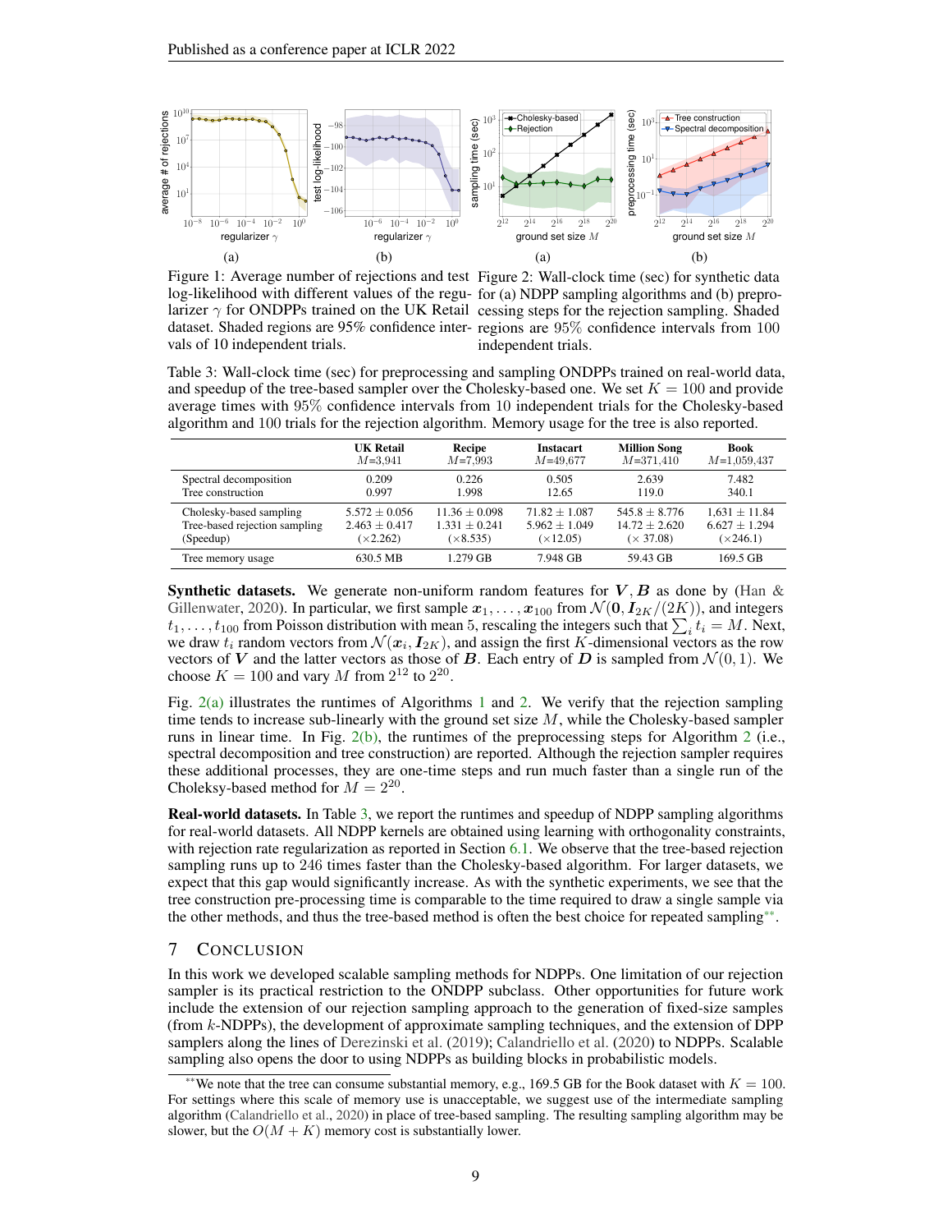Figure 1: Average number of rejections and test log-likelihood with different values of the regularizer $\gamma$ for ONDPPs trained on the UK Retail dataset. Shaded regions are 95% confidence intervals of 10 independent trials.

Figure 2: Wall-clock time (sec) for synthetic data for (a) NDPP sampling algorithms and (b) preprocessing steps for the rejection sampling. Shaded regions are 95% confidence intervals from 100 independent trials.

Table 3: Wall-clock time (sec) for preprocessing and sampling ONDPPs trained on real-world data, and speedup of the tree-based sampler over the Cholesky-based one. We set $K = 100$ and provide average times with 95% confidence intervals from 10 independent trials for the Cholesky-based algorithm and 100 trials for the rejection algorithm. Memory usage for the tree is also reported.

| | **UK Retail** $M$=3,941 | **Recipe** $M$=7,993 | **Instacart** $M$=49,677 | **Million Song** $M$=371,410 | **Book** $M$=1,059,437 |
|---|---|---|---|---|---|
| Spectral decomposition | 0.209 | 0.226 | 0.505 | 2.639 | 7.482 |
| Tree construction | 0.997 | 1.998 | 12.65 | 119.0 | 340.1 |
| Cholesky-based sampling | $5.572 \pm 0.056$ | $11.36 \pm 0.098$ | $71.82 \pm 1.087$ | $545.8 \pm 8.776$ | $1{,}631 \pm 11.84$ |
| Tree-based rejection sampling | $2.463 \pm 0.417$ | $1.331 \pm 0.241$ | $5.962 \pm 1.049$ | $14.72 \pm 2.620$ | $6.627 \pm 1.294$ |
| (Speedup) | ($\times$2.262) | ($\times$8.535) | ($\times$12.05) | ($\times$ 37.08) | ($\times$246.1) |
| Tree memory usage | 630.5 MB | 1.279 GB | 7.948 GB | 59.43 GB | 169.5 GB |

**Synthetic datasets.** We generate non-uniform random features for $\boldsymbol{V}, \boldsymbol{B}$ as done by (Han & Gillenwater, 2020). In particular, we first sample $\boldsymbol{x}_1, \dots, \boldsymbol{x}_{100}$ from $\mathcal{N}(\boldsymbol{0}, \boldsymbol{I}_{2K}/(2K))$, and integers $t_1, \dots, t_{100}$ from Poisson distribution with mean 5, rescaling the integers such that $\sum_i t_i = M$. Next, we draw $t_i$ random vectors from $\mathcal{N}(\boldsymbol{x}_i, \boldsymbol{I}_{2K})$, and assign the first $K$-dimensional vectors as the row vectors of $\boldsymbol{V}$ and the latter vectors as those of $\boldsymbol{B}$. Each entry of $\boldsymbol{D}$ is sampled from $\mathcal{N}(0, 1)$. We choose $K = 100$ and vary $M$ from $2^{12}$ to $2^{20}$.

Fig. 2(a) illustrates the runtimes of Algorithms 1 and 2. We verify that the rejection sampling time tends to increase sub-linearly with the ground set size $M$, while the Cholesky-based sampler runs in linear time. In Fig. 2(b), the runtimes of the preprocessing steps for Algorithm 2 (i.e., spectral decomposition and tree construction) are reported. Although the rejection sampler requires these additional processes, they are one-time steps and run much faster than a single run of the Choleksy-based method for $M = 2^{20}$.

**Real-world datasets.** In Table 3, we report the runtimes and speedup of NDPP sampling algorithms for real-world datasets. All NDPP kernels are obtained using learning with orthogonality constraints, with rejection rate regularization as reported in Section 6.1. We observe that the tree-based rejection sampling runs up to 246 times faster than the Cholesky-based algorithm. For larger datasets, we expect that this gap would significantly increase. As with the synthetic experiments, we see that the tree construction pre-processing time is comparable to the time required to draw a single sample via the other methods, and thus the tree-based method is often the best choice for repeated sampling[**].

## 7 Conclusion

In this work we developed scalable sampling methods for NDPPs. One limitation of our rejection sampler is its practical restriction to the ONDPP subclass. Other opportunities for future work include the extension of our rejection sampling approach to the generation of fixed-size samples (from $k$-NDPPs), the development of approximate sampling techniques, and the extension of DPP samplers along the lines of Derezinski et al. (2019); Calandriello et al. (2020) to NDPPs. Scalable sampling also opens the door to using NDPPs as building blocks in probabilistic models.

[**] We note that the tree can consume substantial memory, e.g., 169.5 GB for the Book dataset with $K = 100$. For settings where this scale of memory use is unacceptable, we suggest use of the intermediate sampling algorithm (Calandriello et al., 2020) in place of tree-based sampling. The resulting sampling algorithm may be slower, but the $O(M + K)$ memory cost is substantially lower.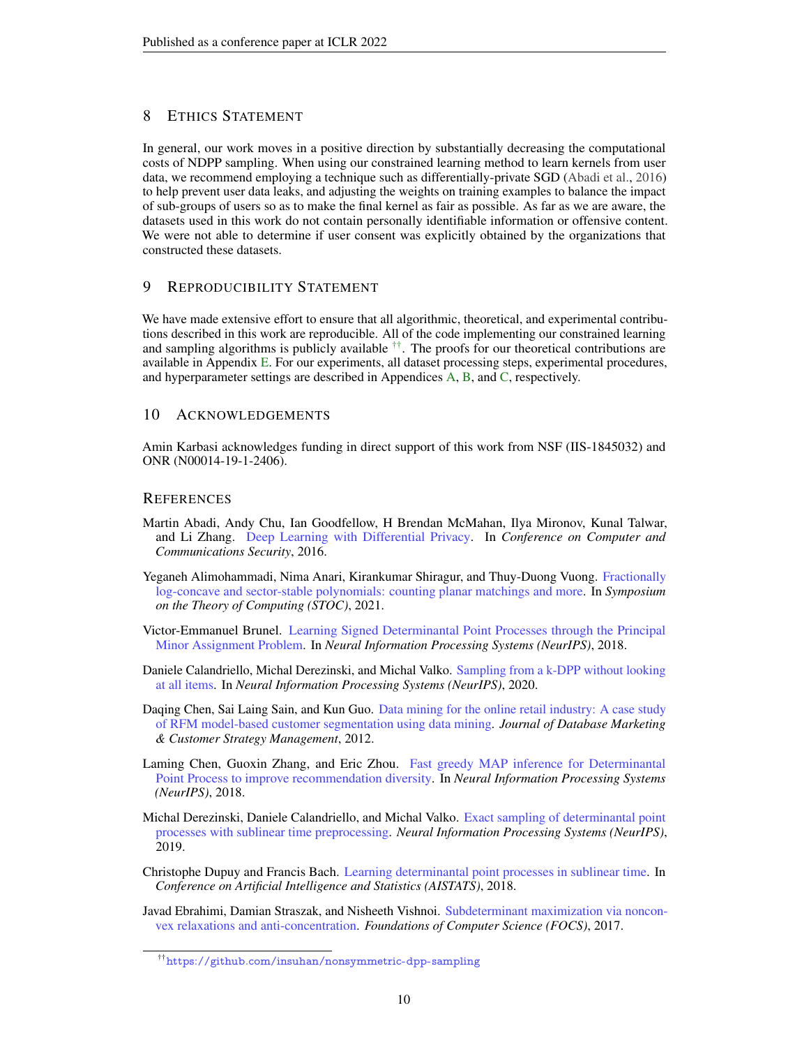## 8 Ethics Statement

In general, our work moves in a positive direction by substantially decreasing the computational costs of NDPP sampling. When using our constrained learning method to learn kernels from user data, we recommend employing a technique such as differentially-private SGD (Abadi et al., 2016) to help prevent user data leaks, and adjusting the weights on training examples to balance the impact of sub-groups of users so as to make the final kernel as fair as possible. As far as we are aware, the datasets used in this work do not contain personally identifiable information or offensive content. We were not able to determine if user consent was explicitly obtained by the organizations that constructed these datasets.

## 9 Reproducibility Statement

We have made extensive effort to ensure that all algorithmic, theoretical, and experimental contributions described in this work are reproducible. All of the code implementing our constrained learning and sampling algorithms is publicly available [††]. The proofs for our theoretical contributions are available in Appendix E. For our experiments, all dataset processing steps, experimental procedures, and hyperparameter settings are described in Appendices A, B, and C, respectively.

## 10 Acknowledgements

Amin Karbasi acknowledges funding in direct support of this work from NSF (IIS-1845032) and ONR (N00014-19-1-2406).

## References

Martin Abadi, Andy Chu, Ian Goodfellow, H Brendan McMahan, Ilya Mironov, Kunal Talwar, and Li Zhang. Deep Learning with Differential Privacy. In *Conference on Computer and Communications Security*, 2016.

Yeganeh Alimohammadi, Nima Anari, Kirankumar Shiragur, and Thuy-Duong Vuong. Fractionally log-concave and sector-stable polynomials: counting planar matchings and more. In *Symposium on the Theory of Computing (STOC)*, 2021.

Victor-Emmanuel Brunel. Learning Signed Determinantal Point Processes through the Principal Minor Assignment Problem. In *Neural Information Processing Systems (NeurIPS)*, 2018.

Daniele Calandriello, Michal Derezinski, and Michal Valko. Sampling from a k-DPP without looking at all items. In *Neural Information Processing Systems (NeurIPS)*, 2020.

Daqing Chen, Sai Laing Sain, and Kun Guo. Data mining for the online retail industry: A case study of RFM model-based customer segmentation using data mining. *Journal of Database Marketing & Customer Strategy Management*, 2012.

Laming Chen, Guoxin Zhang, and Eric Zhou. Fast greedy MAP inference for Determinantal Point Process to improve recommendation diversity. In *Neural Information Processing Systems (NeurIPS)*, 2018.

Michal Derezinski, Daniele Calandriello, and Michal Valko. Exact sampling of determinantal point processes with sublinear time preprocessing. *Neural Information Processing Systems (NeurIPS)*, 2019.

Christophe Dupuy and Francis Bach. Learning determinantal point processes in sublinear time. In *Conference on Artificial Intelligence and Statistics (AISTATS)*, 2018.

Javad Ebrahimi, Damian Straszak, and Nisheeth Vishnoi. Subdeterminant maximization via nonconvex relaxations and anti-concentration. *Foundations of Computer Science (FOCS)*, 2017.

[††] https://github.com/insuhan/nonsymmetric-dpp-sampling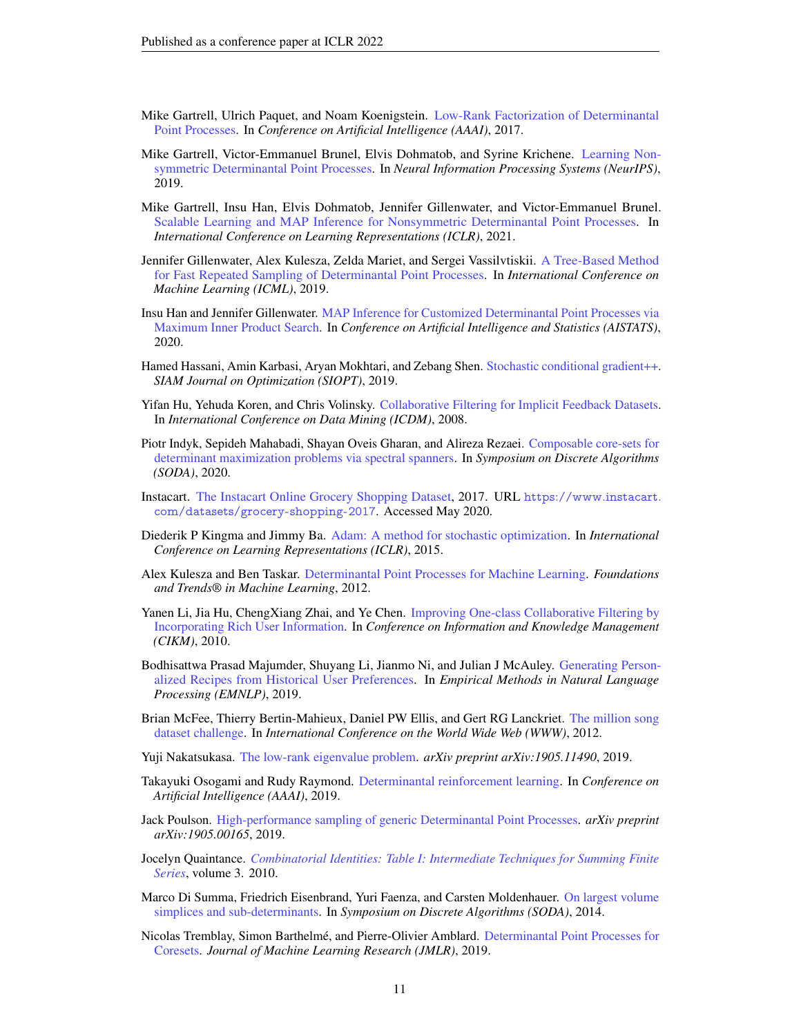Mike Gartrell, Ulrich Paquet, and Noam Koenigstein. Low-Rank Factorization of Determinantal Point Processes. In *Conference on Artificial Intelligence (AAAI)*, 2017.

Mike Gartrell, Victor-Emmanuel Brunel, Elvis Dohmatob, and Syrine Krichene. Learning Nonsymmetric Determinantal Point Processes. In *Neural Information Processing Systems (NeurIPS)*, 2019.

Mike Gartrell, Insu Han, Elvis Dohmatob, Jennifer Gillenwater, and Victor-Emmanuel Brunel. Scalable Learning and MAP Inference for Nonsymmetric Determinantal Point Processes. In *International Conference on Learning Representations (ICLR)*, 2021.

Jennifer Gillenwater, Alex Kulesza, Zelda Mariet, and Sergei Vassilvtiskii. A Tree-Based Method for Fast Repeated Sampling of Determinantal Point Processes. In *International Conference on Machine Learning (ICML)*, 2019.

Insu Han and Jennifer Gillenwater. MAP Inference for Customized Determinantal Point Processes via Maximum Inner Product Search. In *Conference on Artificial Intelligence and Statistics (AISTATS)*, 2020.

Hamed Hassani, Amin Karbasi, Aryan Mokhtari, and Zebang Shen. Stochastic conditional gradient++. *SIAM Journal on Optimization (SIOPT)*, 2019.

Yifan Hu, Yehuda Koren, and Chris Volinsky. Collaborative Filtering for Implicit Feedback Datasets. In *International Conference on Data Mining (ICDM)*, 2008.

Piotr Indyk, Sepideh Mahabadi, Shayan Oveis Gharan, and Alireza Rezaei. Composable core-sets for determinant maximization problems via spectral spanners. In *Symposium on Discrete Algorithms (SODA)*, 2020.

Instacart. The Instacart Online Grocery Shopping Dataset, 2017. URL `https://www.instacart.com/datasets/grocery-shopping-2017`. Accessed May 2020.

Diederik P Kingma and Jimmy Ba. Adam: A method for stochastic optimization. In *International Conference on Learning Representations (ICLR)*, 2015.

Alex Kulesza and Ben Taskar. Determinantal Point Processes for Machine Learning. *Foundations and Trends® in Machine Learning*, 2012.

Yanen Li, Jia Hu, ChengXiang Zhai, and Ye Chen. Improving One-class Collaborative Filtering by Incorporating Rich User Information. In *Conference on Information and Knowledge Management (CIKM)*, 2010.

Bodhisattwa Prasad Majumder, Shuyang Li, Jianmo Ni, and Julian J McAuley. Generating Personalized Recipes from Historical User Preferences. In *Empirical Methods in Natural Language Processing (EMNLP)*, 2019.

Brian McFee, Thierry Bertin-Mahieux, Daniel PW Ellis, and Gert RG Lanckriet. The million song dataset challenge. In *International Conference on the World Wide Web (WWW)*, 2012.

Yuji Nakatsukasa. The low-rank eigenvalue problem. *arXiv preprint arXiv:1905.11490*, 2019.

Takayuki Osogami and Rudy Raymond. Determinantal reinforcement learning. In *Conference on Artificial Intelligence (AAAI)*, 2019.

Jack Poulson. High-performance sampling of generic Determinantal Point Processes. *arXiv preprint arXiv:1905.00165*, 2019.

Jocelyn Quaintance. *Combinatorial Identities: Table I: Intermediate Techniques for Summing Finite Series*, volume 3. 2010.

Marco Di Summa, Friedrich Eisenbrand, Yuri Faenza, and Carsten Moldenhauer. On largest volume simplices and sub-determinants. In *Symposium on Discrete Algorithms (SODA)*, 2014.

Nicolas Tremblay, Simon Barthelmé, and Pierre-Olivier Amblard. Determinantal Point Processes for Coresets. *Journal of Machine Learning Research (JMLR)*, 2019.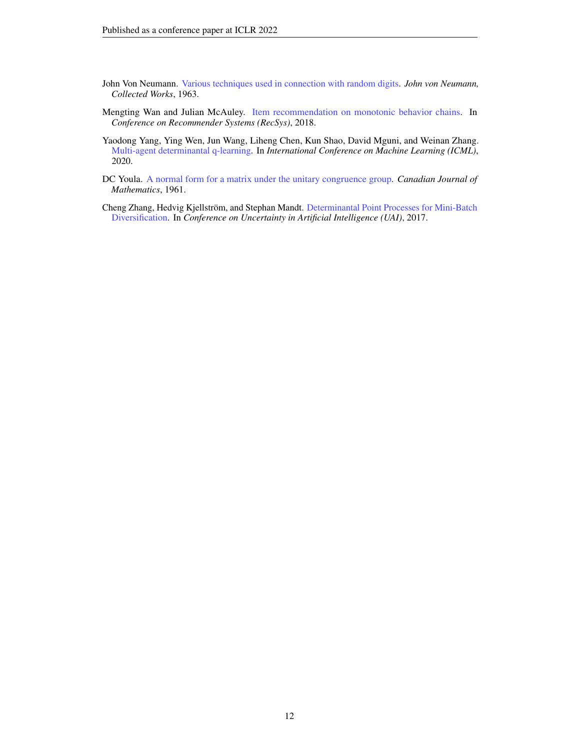John Von Neumann. Various techniques used in connection with random digits. *John von Neumann, Collected Works*, 1963.

Mengting Wan and Julian McAuley. Item recommendation on monotonic behavior chains. In *Conference on Recommender Systems (RecSys)*, 2018.

Yaodong Yang, Ying Wen, Jun Wang, Liheng Chen, Kun Shao, David Mguni, and Weinan Zhang. Multi-agent determinantal q-learning. In *International Conference on Machine Learning (ICML)*, 2020.

DC Youla. A normal form for a matrix under the unitary congruence group. *Canadian Journal of Mathematics*, 1961.

Cheng Zhang, Hedvig Kjellström, and Stephan Mandt. Determinantal Point Processes for Mini-Batch Diversification. In *Conference on Uncertainty in Artificial Intelligence (UAI)*, 2017.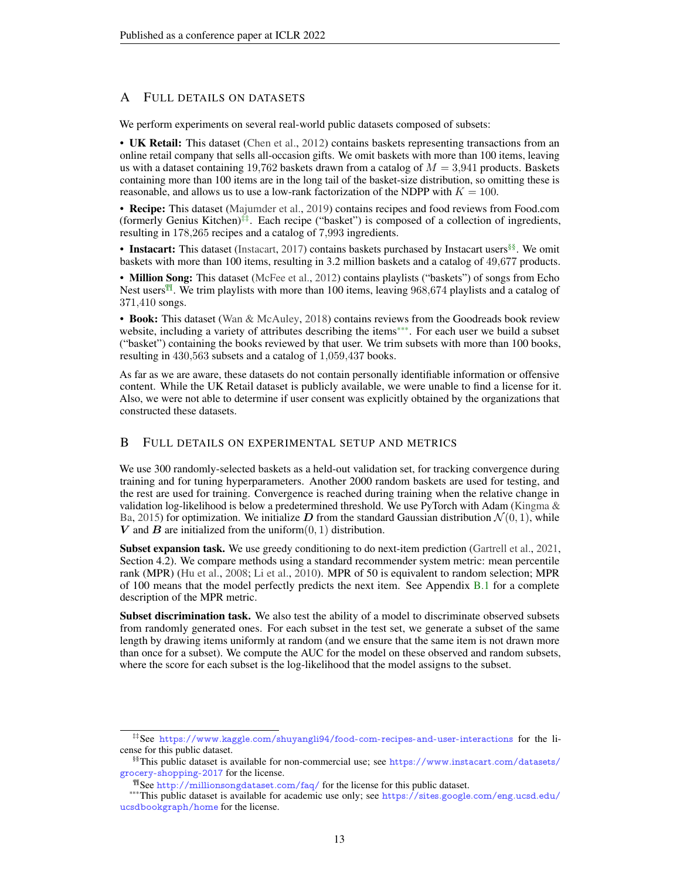# A FULL DETAILS ON DATASETS

We perform experiments on several real-world public datasets composed of subsets:

- **UK Retail:** This dataset (Chen et al., 2012) contains baskets representing transactions from an online retail company that sells all-occasion gifts. We omit baskets with more than 100 items, leaving us with a dataset containing 19,762 baskets drawn from a catalog of $M = 3{,}941$ products. Baskets containing more than 100 items are in the long tail of the basket-size distribution, so omitting these is reasonable, and allows us to use a low-rank factorization of the NDPP with $K = 100$.

- **Recipe:** This dataset (Majumder et al., 2019) contains recipes and food reviews from Food.com (formerly Genius Kitchen)[‡‡]. Each recipe ("basket") is composed of a collection of ingredients, resulting in 178,265 recipes and a catalog of 7,993 ingredients.

- **Instacart:** This dataset (Instacart, 2017) contains baskets purchased by Instacart users[§§]. We omit baskets with more than 100 items, resulting in 3.2 million baskets and a catalog of 49,677 products.

- **Million Song:** This dataset (McFee et al., 2012) contains playlists ("baskets") of songs from Echo Nest users[¶¶]. We trim playlists with more than 100 items, leaving 968,674 playlists and a catalog of 371,410 songs.

- **Book:** This dataset (Wan & McAuley, 2018) contains reviews from the Goodreads book review website, including a variety of attributes describing the items[***]. For each user we build a subset ("basket") containing the books reviewed by that user. We trim subsets with more than 100 books, resulting in 430,563 subsets and a catalog of 1,059,437 books.

As far as we are aware, these datasets do not contain personally identifiable information or offensive content. While the UK Retail dataset is publicly available, we were unable to find a license for it. Also, we were not able to determine if user consent was explicitly obtained by the organizations that constructed these datasets.

# B FULL DETAILS ON EXPERIMENTAL SETUP AND METRICS

We use 300 randomly-selected baskets as a held-out validation set, for tracking convergence during training and for tuning hyperparameters. Another 2000 random baskets are used for testing, and the rest are used for training. Convergence is reached during training when the relative change in validation log-likelihood is below a predetermined threshold. We use PyTorch with Adam (Kingma & Ba, 2015) for optimization. We initialize $\boldsymbol{D}$ from the standard Gaussian distribution $\mathcal{N}(0, 1)$, while $\boldsymbol{V}$ and $\boldsymbol{B}$ are initialized from the uniform$(0, 1)$ distribution.

**Subset expansion task.** We use greedy conditioning to do next-item prediction (Gartrell et al., 2021, Section 4.2). We compare methods using a standard recommender system metric: mean percentile rank (MPR) (Hu et al., 2008; Li et al., 2010). MPR of 50 is equivalent to random selection; MPR of 100 means that the model perfectly predicts the next item. See Appendix B.1 for a complete description of the MPR metric.

**Subset discrimination task.** We also test the ability of a model to discriminate observed subsets from randomly generated ones. For each subset in the test set, we generate a subset of the same length by drawing items uniformly at random (and we ensure that the same item is not drawn more than once for a subset). We compute the AUC for the model on these observed and random subsets, where the score for each subset is the log-likelihood that the model assigns to the subset.

---

[‡‡] See https://www.kaggle.com/shuyangli94/food-com-recipes-and-user-interactions for the license for this public dataset.

[§§] This public dataset is available for non-commercial use; see https://www.instacart.com/datasets/grocery-shopping-2017 for the license.

[¶¶] See http://millionsongdataset.com/faq/ for the license for this public dataset.

[***] This public dataset is available for academic use only; see https://sites.google.com/eng.ucsd.edu/ucsdbookgraph/home for the license.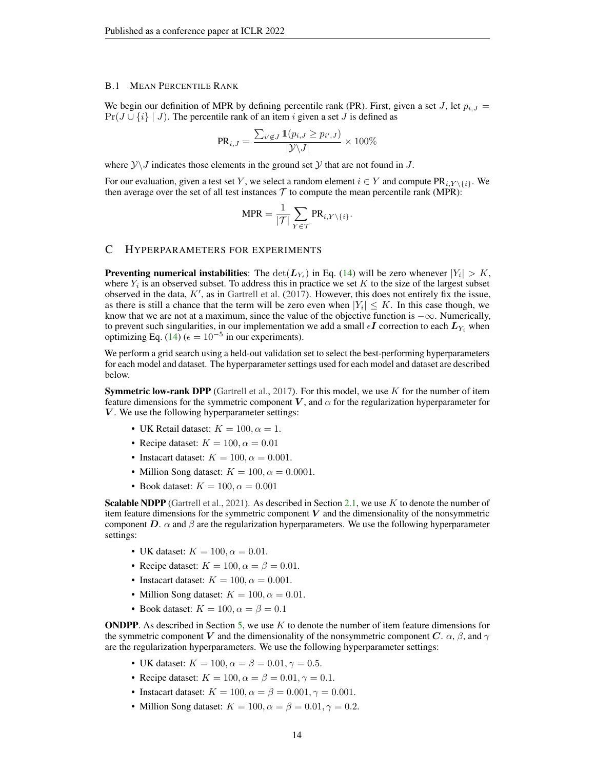### B.1 Mean Percentile Rank

We begin our definition of MPR by defining percentile rank (PR). First, given a set $J$, let $p_{i,J} = \Pr(J \cup \{i\} \mid J)$. The percentile rank of an item $i$ given a set $J$ is defined as

$$\text{PR}_{i,J} = \frac{\sum_{i' \notin J} \mathbb{1}(p_{i,J} \geq p_{i',J})}{|\mathcal{Y} \backslash J|} \times 100\%$$

where $\mathcal{Y} \backslash J$ indicates those elements in the ground set $\mathcal{Y}$ that are not found in $J$.

For our evaluation, given a test set $Y$, we select a random element $i \in Y$ and compute $\text{PR}_{i, Y \backslash \{i\}}$. We then average over the set of all test instances $\mathcal{T}$ to compute the mean percentile rank (MPR):

$$\text{MPR} = \frac{1}{|\mathcal{T}|} \sum_{Y \in \mathcal{T}} \text{PR}_{i, Y \backslash \{i\}}.$$

## C Hyperparameters for Experiments

**Preventing numerical instabilities**: The $\det(\boldsymbol{L}_{Y_i})$ in Eq. (14) will be zero whenever $|Y_i| > K$, where $Y_i$ is an observed subset. To address this in practice we set $K$ to the size of the largest subset observed in the data, $K'$, as in Gartrell et al. (2017). However, this does not entirely fix the issue, as there is still a chance that the term will be zero even when $|Y_i| \leq K$. In this case though, we know that we are not at a maximum, since the value of the objective function is $-\infty$. Numerically, to prevent such singularities, in our implementation we add a small $\epsilon \boldsymbol{I}$ correction to each $\boldsymbol{L}_{Y_i}$ when optimizing Eq. (14) ($\epsilon = 10^{-5}$ in our experiments).

We perform a grid search using a held-out validation set to select the best-performing hyperparameters for each model and dataset. The hyperparameter settings used for each model and dataset are described below.

**Symmetric low-rank DPP** (Gartrell et al., 2017). For this model, we use $K$ for the number of item feature dimensions for the symmetric component $\boldsymbol{V}$, and $\alpha$ for the regularization hyperparameter for $\boldsymbol{V}$. We use the following hyperparameter settings:

- UK Retail dataset: $K = 100, \alpha = 1$.
- Recipe dataset: $K = 100, \alpha = 0.01$
- Instacart dataset: $K = 100, \alpha = 0.001$.
- Million Song dataset: $K = 100, \alpha = 0.0001$.
- Book dataset: $K = 100, \alpha = 0.001$

**Scalable NDPP** (Gartrell et al., 2021). As described in Section 2.1, we use $K$ to denote the number of item feature dimensions for the symmetric component $\boldsymbol{V}$ and the dimensionality of the nonsymmetric component $\boldsymbol{D}$. $\alpha$ and $\beta$ are the regularization hyperparameters. We use the following hyperparameter settings:

- UK dataset: $K = 100, \alpha = 0.01$.
- Recipe dataset: $K = 100, \alpha = \beta = 0.01$.
- Instacart dataset: $K = 100, \alpha = 0.001$.
- Million Song dataset: $K = 100, \alpha = 0.01$.
- Book dataset: $K = 100, \alpha = \beta = 0.1$

**ONDPP**. As described in Section 5, we use $K$ to denote the number of item feature dimensions for the symmetric component $\boldsymbol{V}$ and the dimensionality of the nonsymmetric component $\boldsymbol{C}$. $\alpha$, $\beta$, and $\gamma$ are the regularization hyperparameters. We use the following hyperparameter settings:

- UK dataset: $K = 100, \alpha = \beta = 0.01, \gamma = 0.5$.
- Recipe dataset: $K = 100, \alpha = \beta = 0.01, \gamma = 0.1$.
- Instacart dataset: $K = 100, \alpha = \beta = 0.001, \gamma = 0.001$.
- Million Song dataset: $K = 100, \alpha = \beta = 0.01, \gamma = 0.2$.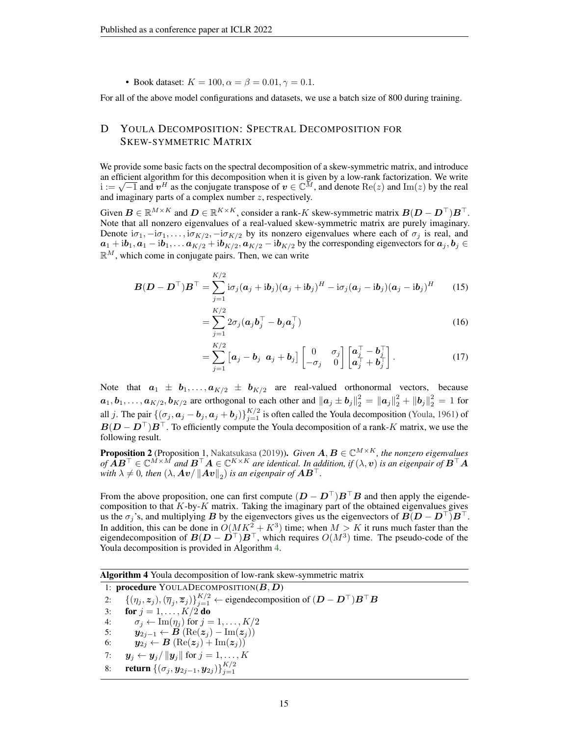- Book dataset: $K = 100, \alpha = \beta = 0.01, \gamma = 0.1$.

For all of the above model configurations and datasets, we use a batch size of 800 during training.

# D Youla Decomposition: Spectral Decomposition for Skew-symmetric Matrix

We provide some basic facts on the spectral decomposition of a skew-symmetric matrix, and introduce an efficient algorithm for this decomposition when it is given by a low-rank factorization. We write $\mathrm{i} := \sqrt{-1}$ and $\boldsymbol{v}^H$ as the conjugate transpose of $\boldsymbol{v} \in \mathbb{C}^M$, and denote $\mathrm{Re}(z)$ and $\mathrm{Im}(z)$ by the real and imaginary parts of a complex number $z$, respectively.

Given $\boldsymbol{B} \in \mathbb{R}^{M \times K}$ and $\boldsymbol{D} \in \mathbb{R}^{K \times K}$, consider a rank-$K$ skew-symmetric matrix $\boldsymbol{B}(\boldsymbol{D} - \boldsymbol{D}^\top)\boldsymbol{B}^\top$. Note that all nonzero eigenvalues of a real-valued skew-symmetric matrix are purely imaginary. Denote $\mathrm{i}\sigma_1, -\mathrm{i}\sigma_1, \ldots, \mathrm{i}\sigma_{K/2}, -\mathrm{i}\sigma_{K/2}$ by its nonzero eigenvalues where each of $\sigma_j$ is real, and $\boldsymbol{a}_1 + \mathrm{i}\boldsymbol{b}_1, \boldsymbol{a}_1 - \mathrm{i}\boldsymbol{b}_1, \ldots \boldsymbol{a}_{K/2} + \mathrm{i}\boldsymbol{b}_{K/2}, \boldsymbol{a}_{K/2} - \mathrm{i}\boldsymbol{b}_{K/2}$ by the corresponding eigenvectors for $\boldsymbol{a}_j, \boldsymbol{b}_j \in \mathbb{R}^M$, which come in conjugate pairs. Then, we can write

$$
\boldsymbol{B}(\boldsymbol{D} - \boldsymbol{D}^\top)\boldsymbol{B}^\top = \sum_{j=1}^{K/2} \mathrm{i}\sigma_j(\boldsymbol{a}_j + \mathrm{i}\boldsymbol{b}_j)(\boldsymbol{a}_j + \mathrm{i}\boldsymbol{b}_j)^H - \mathrm{i}\sigma_j(\boldsymbol{a}_j - \mathrm{i}\boldsymbol{b}_j)(\boldsymbol{a}_j - \mathrm{i}\boldsymbol{b}_j)^H \tag{15}
$$

$$
= \sum_{j=1}^{K/2} 2\sigma_j(\boldsymbol{a}_j\boldsymbol{b}_j^\top - \boldsymbol{b}_j\boldsymbol{a}_j^\top) \tag{16}
$$

$$
= \sum_{j=1}^{K/2} \begin{bmatrix} \boldsymbol{a}_j - \boldsymbol{b}_j & \boldsymbol{a}_j + \boldsymbol{b}_j \end{bmatrix} \begin{bmatrix} 0 & \sigma_j \\ -\sigma_j & 0 \end{bmatrix} \begin{bmatrix} \boldsymbol{a}_j^\top - \boldsymbol{b}_j^\top \\ \boldsymbol{a}_j^\top + \boldsymbol{b}_j^\top \end{bmatrix}. \tag{17}
$$

Note that $\boldsymbol{a}_1 \pm \boldsymbol{b}_1, \ldots, \boldsymbol{a}_{K/2} \pm \boldsymbol{b}_{K/2}$ are real-valued orthonormal vectors, because $\boldsymbol{a}_1, \boldsymbol{b}_1, \ldots, \boldsymbol{a}_{K/2}, \boldsymbol{b}_{K/2}$ are orthogonal to each other and $\|\boldsymbol{a}_j \pm \boldsymbol{b}_j\|_2^2 = \|\boldsymbol{a}_j\|_2^2 + \|\boldsymbol{b}_j\|_2^2 = 1$ for all $j$. The pair $\{(\sigma_j, \boldsymbol{a}_j - \boldsymbol{b}_j, \boldsymbol{a}_j + \boldsymbol{b}_j)\}_{j=1}^{K/2}$ is often called the Youla decomposition (Youla, 1961) of $\boldsymbol{B}(\boldsymbol{D} - \boldsymbol{D}^\top)\boldsymbol{B}^\top$. To efficiently compute the Youla decomposition of a rank-$K$ matrix, we use the following result.

**Proposition 2** (Proposition 1, Nakatsukasa (2019)). *Given $\boldsymbol{A}, \boldsymbol{B} \in \mathbb{C}^{M \times K}$, the nonzero eigenvalues of $\boldsymbol{A}\boldsymbol{B}^\top \in \mathbb{C}^{M \times M}$ and $\boldsymbol{B}^\top\boldsymbol{A} \in \mathbb{C}^{K \times K}$ are identical. In addition, if $(\lambda, \boldsymbol{v})$ is an eigenpair of $\boldsymbol{B}^\top\boldsymbol{A}$ with $\lambda \neq 0$, then $(\lambda, \boldsymbol{A}\boldsymbol{v}/\|\boldsymbol{A}\boldsymbol{v}\|_2)$ is an eigenpair of $\boldsymbol{A}\boldsymbol{B}^\top$.*

From the above proposition, one can first compute $(\boldsymbol{D} - \boldsymbol{D}^\top)\boldsymbol{B}^\top\boldsymbol{B}$ and then apply the eigendecomposition to that $K$-by-$K$ matrix. Taking the imaginary part of the obtained eigenvalues gives us the $\sigma_j$'s, and multiplying $\boldsymbol{B}$ by the eigenvectors gives us the eigenvectors of $\boldsymbol{B}(\boldsymbol{D} - \boldsymbol{D}^\top)\boldsymbol{B}^\top$. In addition, this can be done in $O(MK^2 + K^3)$ time; when $M > K$ it runs much faster than the eigendecomposition of $\boldsymbol{B}(\boldsymbol{D} - \boldsymbol{D}^\top)\boldsymbol{B}^\top$, which requires $O(M^3)$ time. The pseudo-code of the Youla decomposition is provided in Algorithm 4.

**Algorithm 4** Youla decomposition of low-rank skew-symmetric matrix

1: **procedure** YoulaDecomposition($\boldsymbol{B}, \boldsymbol{D}$)
2: $\quad \{(\eta_j, \boldsymbol{z}_j), (\overline{\eta}_j, \overline{\boldsymbol{z}}_j)\}_{j=1}^{K/2} \leftarrow$ eigendecomposition of $(\boldsymbol{D} - \boldsymbol{D}^\top)\boldsymbol{B}^\top\boldsymbol{B}$
3: $\quad$ **for** $j = 1, \ldots, K/2$ **do**
4: $\quad\quad \sigma_j \leftarrow \mathrm{Im}(\eta_j)$ for $j = 1, \ldots, K/2$
5: $\quad\quad \boldsymbol{y}_{2j-1} \leftarrow \boldsymbol{B}\,(\mathrm{Re}(\boldsymbol{z}_j) - \mathrm{Im}(\boldsymbol{z}_j))$
6: $\quad\quad \boldsymbol{y}_{2j} \leftarrow \boldsymbol{B}\,(\mathrm{Re}(\boldsymbol{z}_j) + \mathrm{Im}(\boldsymbol{z}_j))$
7: $\quad \boldsymbol{y}_j \leftarrow \boldsymbol{y}_j/\|\boldsymbol{y}_j\|$ for $j = 1, \ldots, K$
8: $\quad$ **return** $\{(\sigma_j, \boldsymbol{y}_{2j-1}, \boldsymbol{y}_{2j})\}_{j=1}^{K/2}$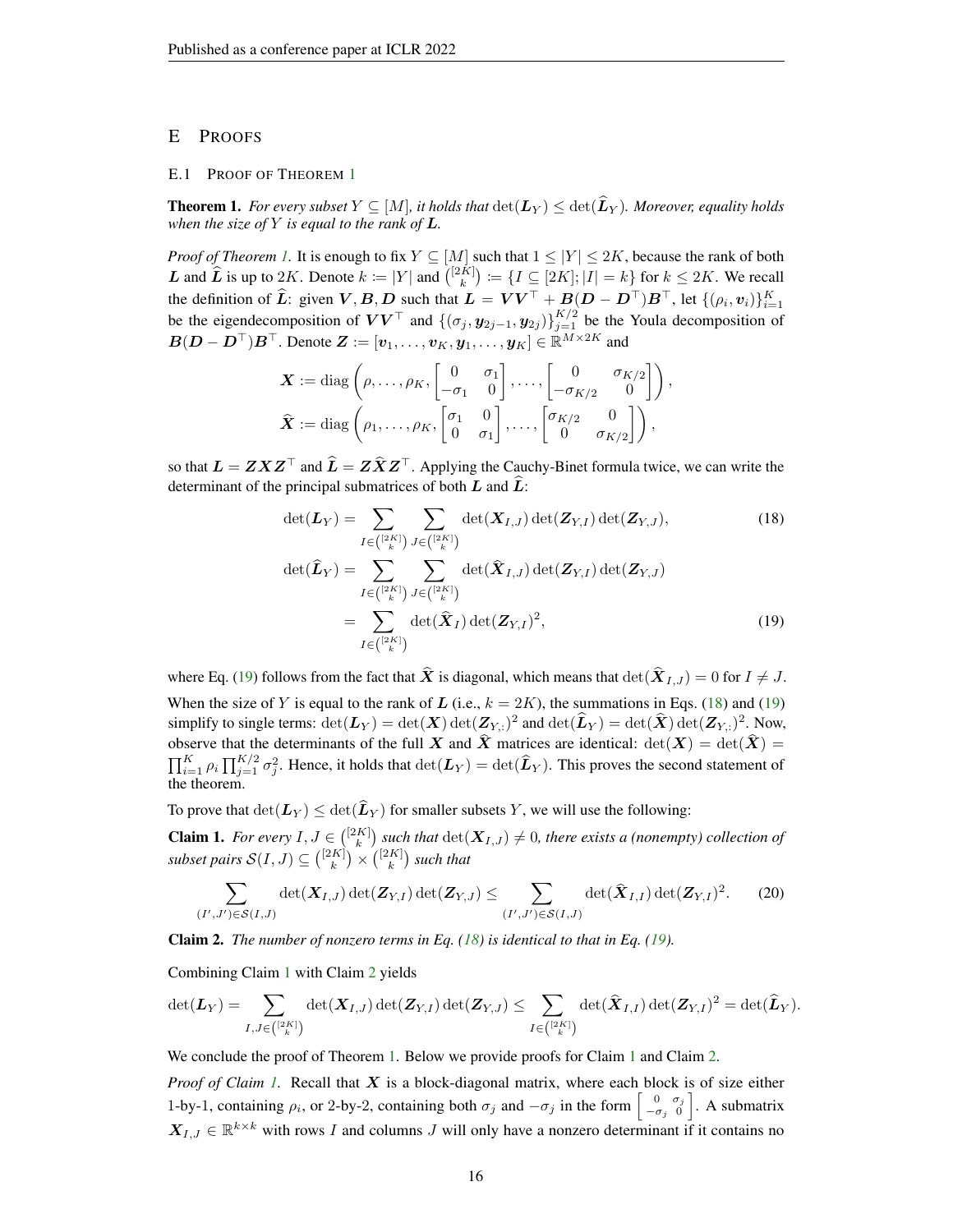## E Proofs

### E.1 Proof of Theorem 1

**Theorem 1.** *For every subset $Y \subseteq [M]$, it holds that $\det(\boldsymbol{L}_Y) \leq \det(\widehat{\boldsymbol{L}}_Y)$. Moreover, equality holds when the size of $Y$ is equal to the rank of $\boldsymbol{L}$.*

*Proof of Theorem 1.* It is enough to fix $Y \subseteq [M]$ such that $1 \leq |Y| \leq 2K$, because the rank of both $\boldsymbol{L}$ and $\widehat{\boldsymbol{L}}$ is up to $2K$. Denote $k := |Y|$ and $\binom{[2K]}{k} := \{I \subseteq [2K]; |I| = k\}$ for $k \leq 2K$. We recall the definition of $\widehat{\boldsymbol{L}}$: given $\boldsymbol{V}, \boldsymbol{B}, \boldsymbol{D}$ such that $\boldsymbol{L} = \boldsymbol{V}\boldsymbol{V}^\top + \boldsymbol{B}(\boldsymbol{D} - \boldsymbol{D}^\top)\boldsymbol{B}^\top$, let $\{(\rho_i, \boldsymbol{v}_i)\}_{i=1}^K$ be the eigendecomposition of $\boldsymbol{V}\boldsymbol{V}^\top$ and $\{(\sigma_j, \boldsymbol{y}_{2j-1}, \boldsymbol{y}_{2j})\}_{j=1}^{K/2}$ be the Youla decomposition of $\boldsymbol{B}(\boldsymbol{D} - \boldsymbol{D}^\top)\boldsymbol{B}^\top$. Denote $\boldsymbol{Z} := [\boldsymbol{v}_1, \dots, \boldsymbol{v}_K, \boldsymbol{y}_1, \dots, \boldsymbol{y}_K] \in \mathbb{R}^{M \times 2K}$ and

$$\boldsymbol{X} := \operatorname{diag}\left(\rho, \dots, \rho_K, \begin{bmatrix} 0 & \sigma_1 \\ -\sigma_1 & 0 \end{bmatrix}, \dots, \begin{bmatrix} 0 & \sigma_{K/2} \\ -\sigma_{K/2} & 0 \end{bmatrix}\right),$$

$$\widehat{\boldsymbol{X}} := \operatorname{diag}\left(\rho_1, \dots, \rho_K, \begin{bmatrix} \sigma_1 & 0 \\ 0 & \sigma_1 \end{bmatrix}, \dots, \begin{bmatrix} \sigma_{K/2} & 0 \\ 0 & \sigma_{K/2} \end{bmatrix}\right),$$

so that $\boldsymbol{L} = \boldsymbol{Z}\boldsymbol{X}\boldsymbol{Z}^\top$ and $\widehat{\boldsymbol{L}} = \boldsymbol{Z}\widehat{\boldsymbol{X}}\boldsymbol{Z}^\top$. Applying the Cauchy-Binet formula twice, we can write the determinant of the principal submatrices of both $\boldsymbol{L}$ and $\widehat{\boldsymbol{L}}$:

$$\det(\boldsymbol{L}_Y) = \sum_{I \in \binom{[2K]}{k}} \sum_{J \in \binom{[2K]}{k}} \det(\boldsymbol{X}_{I,J}) \det(\boldsymbol{Z}_{Y,I}) \det(\boldsymbol{Z}_{Y,J}), \tag{18}$$

$$\begin{aligned}
\det(\widehat{\boldsymbol{L}}_Y) &= \sum_{I \in \binom{[2K]}{k}} \sum_{J \in \binom{[2K]}{k}} \det(\widehat{\boldsymbol{X}}_{I,J}) \det(\boldsymbol{Z}_{Y,I}) \det(\boldsymbol{Z}_{Y,J}) \\
&= \sum_{I \in \binom{[2K]}{k}} \det(\widehat{\boldsymbol{X}}_I) \det(\boldsymbol{Z}_{Y,I})^2,
\end{aligned} \tag{19}$$

where Eq. (19) follows from the fact that $\widehat{\boldsymbol{X}}$ is diagonal, which means that $\det(\widehat{\boldsymbol{X}}_{I,J}) = 0$ for $I \neq J$.

When the size of $Y$ is equal to the rank of $\boldsymbol{L}$ (i.e., $k = 2K$), the summations in Eqs. (18) and (19) simplify to single terms: $\det(\boldsymbol{L}_Y) = \det(\boldsymbol{X}) \det(\boldsymbol{Z}_{Y,:})^2$ and $\det(\widehat{\boldsymbol{L}}_Y) = \det(\widehat{\boldsymbol{X}}) \det(\boldsymbol{Z}_{Y,:})^2$. Now, observe that the determinants of the full $\boldsymbol{X}$ and $\widehat{\boldsymbol{X}}$ matrices are identical: $\det(\boldsymbol{X}) = \det(\widehat{\boldsymbol{X}}) = \prod_{i=1}^K \rho_i \prod_{j=1}^{K/2} \sigma_j^2$. Hence, it holds that $\det(\boldsymbol{L}_Y) = \det(\widehat{\boldsymbol{L}}_Y)$. This proves the second statement of the theorem.

To prove that $\det(\boldsymbol{L}_Y) \leq \det(\widehat{\boldsymbol{L}}_Y)$ for smaller subsets $Y$, we will use the following:

**Claim 1.** *For every $I, J \in \binom{[2K]}{k}$ such that $\det(\boldsymbol{X}_{I,J}) \neq 0$, there exists a (nonempty) collection of subset pairs $\mathcal{S}(I, J) \subseteq \binom{[2K]}{k} \times \binom{[2K]}{k}$ such that*

$$\sum_{(I',J') \in \mathcal{S}(I,J)} \det(\boldsymbol{X}_{I,J}) \det(\boldsymbol{Z}_{Y,I}) \det(\boldsymbol{Z}_{Y,J}) \leq \sum_{(I',J') \in \mathcal{S}(I,J)} \det(\widehat{\boldsymbol{X}}_{I,I}) \det(\boldsymbol{Z}_{Y,I})^2. \tag{20}$$

**Claim 2.** *The number of nonzero terms in Eq. (18) is identical to that in Eq. (19).*

Combining Claim 1 with Claim 2 yields

$$\det(\boldsymbol{L}_Y) = \sum_{I,J \in \binom{[2K]}{k}} \det(\boldsymbol{X}_{I,J}) \det(\boldsymbol{Z}_{Y,I}) \det(\boldsymbol{Z}_{Y,J}) \leq \sum_{I \in \binom{[2K]}{k}} \det(\widehat{\boldsymbol{X}}_{I,I}) \det(\boldsymbol{Z}_{Y,I})^2 = \det(\widehat{\boldsymbol{L}}_Y).$$

We conclude the proof of Theorem 1. Below we provide proofs for Claim 1 and Claim 2.

*Proof of Claim 1.* Recall that $\boldsymbol{X}$ is a block-diagonal matrix, where each block is of size either 1-by-1, containing $\rho_i$, or 2-by-2, containing both $\sigma_j$ and $-\sigma_j$ in the form $\left[\begin{smallmatrix} 0 & \sigma_j \\ -\sigma_j & 0 \end{smallmatrix}\right]$. A submatrix $\boldsymbol{X}_{I,J} \in \mathbb{R}^{k \times k}$ with rows $I$ and columns $J$ will only have a nonzero determinant if it contains no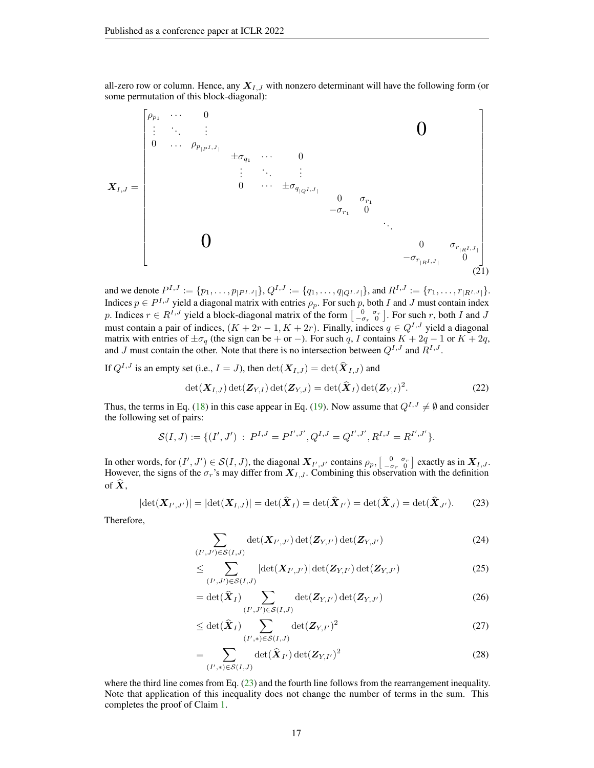all-zero row or column. Hence, any $\boldsymbol{X}_{I,J}$ with nonzero determinant will have the following form (or some permutation of this block-diagonal):

$$
\boldsymbol{X}_{I,J} = \begin{bmatrix}
\begin{matrix} \rho_{p_1} & \cdots & 0 \\ \vdots & \ddots & \vdots \\ 0 & \cdots & \rho_{p_{|P^{I,J}|}} \end{matrix} & & & & \mathbf{0} \\
& \begin{matrix} \pm\sigma_{q_1} & \cdots & 0 \\ \vdots & \ddots & \vdots \\ 0 & \cdots & \pm\sigma_{q_{|Q^{I,J}|}} \end{matrix} & & & \\
& & \begin{matrix} 0 & \sigma_{r_1} \\ -\sigma_{r_1} & 0 \end{matrix} & & \\
& & & \ddots & \\
\mathbf{0} & & & & \begin{matrix} 0 & \sigma_{r_{|R^{I,J}|}} \\ -\sigma_{r_{|R^{I,J}|}} & 0 \end{matrix}
\end{bmatrix} \tag{21}
$$

and we denote $P^{I,J} := \{p_1, \ldots, p_{|P^{I,J}|}\}$, $Q^{I,J} := \{q_1, \ldots, q_{|Q^{I,J}|}\}$, and $R^{I,J} := \{r_1, \ldots, r_{|R^{I,J}|}\}$. Indices $p \in P^{I,J}$ yield a diagonal matrix with entries $\rho_p$. For such $p$, both $I$ and $J$ must contain index $p$. Indices $r \in R^{I,J}$ yield a block-diagonal matrix of the form $\left[\begin{smallmatrix} 0 & \sigma_r \\ -\sigma_r & 0 \end{smallmatrix}\right]$. For such $r$, both $I$ and $J$ must contain a pair of indices, $(K + 2r - 1, K + 2r)$. Finally, indices $q \in Q^{I,J}$ yield a diagonal matrix with entries of $\pm\sigma_q$ (the sign can be $+$ or $-$). For such $q$, $I$ contains $K + 2q - 1$ or $K + 2q$, and $J$ must contain the other. Note that there is no intersection between $Q^{I,J}$ and $R^{I,J}$.

If $Q^{I,J}$ is an empty set (i.e., $I = J$), then $\det(\boldsymbol{X}_{I,J}) = \det(\widehat{\boldsymbol{X}}_{I,J})$ and

$$
\det(\boldsymbol{X}_{I,J}) \det(\boldsymbol{Z}_{Y,I}) \det(\boldsymbol{Z}_{Y,J}) = \det(\widehat{\boldsymbol{X}}_I) \det(\boldsymbol{Z}_{Y,I})^2. \tag{22}
$$

Thus, the terms in Eq. (18) in this case appear in Eq. (19). Now assume that $Q^{I,J} \neq \emptyset$ and consider the following set of pairs:

$$
\mathcal{S}(I,J) := \{(I', J') \;:\; P^{I,J} = P^{I',J'}, Q^{I,J} = Q^{I',J'}, R^{I,J} = R^{I',J'}\}.
$$

In other words, for $(I', J') \in \mathcal{S}(I,J)$, the diagonal $\boldsymbol{X}_{I',J'}$ contains $\rho_p$, $\left[\begin{smallmatrix} 0 & \sigma_r \\ -\sigma_r & 0 \end{smallmatrix}\right]$ exactly as in $\boldsymbol{X}_{I,J}$. However, the signs of the $\sigma_r$'s may differ from $\boldsymbol{X}_{I,J}$. Combining this observation with the definition of $\widehat{\boldsymbol{X}}$,

$$
|\det(\boldsymbol{X}_{I',J'})| = |\det(\boldsymbol{X}_{I,J})| = \det(\widehat{\boldsymbol{X}}_I) = \det(\widehat{\boldsymbol{X}}_{I'}) = \det(\widehat{\boldsymbol{X}}_J) = \det(\widehat{\boldsymbol{X}}_{J'}). \tag{23}
$$

Therefore,

$$
\sum_{(I',J') \in \mathcal{S}(I,J)} \det(\boldsymbol{X}_{I',J'}) \det(\boldsymbol{Z}_{Y,I'}) \det(\boldsymbol{Z}_{Y,J'}) \tag{24}
$$

$$
\leq \sum_{(I',J') \in \mathcal{S}(I,J)} |\det(\boldsymbol{X}_{I',J'})| \det(\boldsymbol{Z}_{Y,I'}) \det(\boldsymbol{Z}_{Y,J'}) \tag{25}
$$

$$
= \det(\widehat{\boldsymbol{X}}_I) \sum_{(I',J') \in \mathcal{S}(I,J)} \det(\boldsymbol{Z}_{Y,I'}) \det(\boldsymbol{Z}_{Y,J'}) \tag{26}
$$

$$
\leq \det(\widehat{\boldsymbol{X}}_I) \sum_{(I',*) \in \mathcal{S}(I,J)} \det(\boldsymbol{Z}_{Y,I'})^2 \tag{27}
$$

$$
= \sum_{(I',*) \in \mathcal{S}(I,J)} \det(\widehat{\boldsymbol{X}}_{I'}) \det(\boldsymbol{Z}_{Y,I'})^2 \tag{28}
$$

where the third line comes from Eq. (23) and the fourth line follows from the rearrangement inequality. Note that application of this inequality does not change the number of terms in the sum. This completes the proof of Claim 1.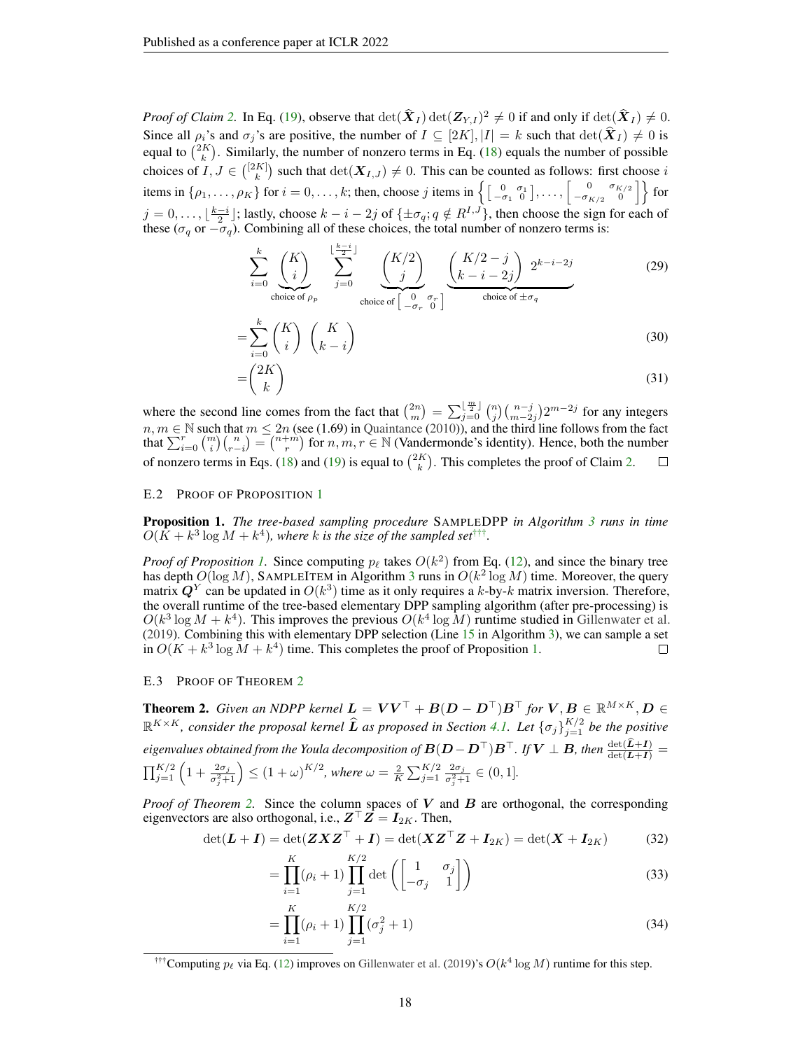*Proof of Claim 2.* In Eq. (19), observe that $\det(\widehat{\boldsymbol{X}}_I)\det(\boldsymbol{Z}_{Y,I})^2 \neq 0$ if and only if $\det(\widehat{\boldsymbol{X}}_I) \neq 0$. Since all $\rho_i$'s and $\sigma_j$'s are positive, the number of $I \subseteq [2K], |I| = k$ such that $\det(\widehat{\boldsymbol{X}}_I) \neq 0$ is equal to $\binom{2K}{k}$. Similarly, the number of nonzero terms in Eq. (18) equals the number of possible choices of $I, J \in \binom{[2K]}{k}$ such that $\det(\boldsymbol{X}_{I,J}) \neq 0$. This can be counted as follows: first choose $i$ items in $\{\rho_1, \dots, \rho_K\}$ for $i = 0, \dots, k$; then, choose $j$ items in $\left\{ \left[\begin{smallmatrix} 0 & \sigma_1 \\ -\sigma_1 & 0 \end{smallmatrix}\right], \dots, \left[\begin{smallmatrix} 0 & \sigma_{K/2} \\ -\sigma_{K/2} & 0 \end{smallmatrix}\right] \right\}$ for $j = 0, \dots, \lfloor \frac{k-i}{2} \rfloor$; lastly, choose $k - i - 2j$ of $\{\pm\sigma_q; q \notin R^{I,J}\}$, then choose the sign for each of these ($\sigma_q$ or $-\sigma_q$). Combining all of these choices, the total number of nonzero terms is:

$$\sum_{i=0}^{k} \underbrace{\binom{K}{i}}_{\text{choice of } \rho_p} \sum_{j=0}^{\lfloor \frac{k-i}{2} \rfloor} \underbrace{\binom{K/2}{j}}_{\text{choice of } \left[\begin{smallmatrix} 0 & \sigma_r \\ -\sigma_r & 0 \end{smallmatrix}\right]} \underbrace{\binom{K/2 - j}{k - i - 2j} 2^{k-i-2j}}_{\text{choice of } \pm\sigma_q} \tag{29}$$

$$= \sum_{i=0}^{k} \binom{K}{i} \binom{K}{k-i} \tag{30}$$

$$= \binom{2K}{k} \tag{31}$$

where the second line comes from the fact that $\binom{2n}{m} = \sum_{j=0}^{\lfloor \frac{m}{2} \rfloor} \binom{n}{j}\binom{n-j}{m-2j} 2^{m-2j}$ for any integers $n, m \in \mathbb{N}$ such that $m \leq 2n$ (see (1.69) in Quaintance (2010)), and the third line follows from the fact that $\sum_{i=0}^{r} \binom{m}{i}\binom{n}{r-i} = \binom{n+m}{r}$ for $n, m, r \in \mathbb{N}$ (Vandermonde's identity). Hence, both the number of nonzero terms in Eqs. (18) and (19) is equal to $\binom{2K}{k}$. This completes the proof of Claim 2. $\square$

## E.2 Proof of Proposition 1

**Proposition 1.** *The tree-based sampling procedure* SampleDPP *in Algorithm 3 runs in time $O(K + k^3 \log M + k^4)$, where $k$ is the size of the sampled set*[†††].

*Proof of Proposition 1.* Since computing $p_\ell$ takes $O(k^2)$ from Eq. (12), and since the binary tree has depth $O(\log M)$, SampleItem in Algorithm 3 runs in $O(k^2 \log M)$ time. Moreover, the query matrix $\boldsymbol{Q}^Y$ can be updated in $O(k^3)$ time as it only requires a $k$-by-$k$ matrix inversion. Therefore, the overall runtime of the tree-based elementary DPP sampling algorithm (after pre-processing) is $O(k^3 \log M + k^4)$. This improves the previous $O(k^4 \log M)$ runtime studied in Gillenwater et al. (2019). Combining this with elementary DPP selection (Line 15 in Algorithm 3), we can sample a set in $O(K + k^3 \log M + k^4)$ time. This completes the proof of Proposition 1. $\square$

## E.3 Proof of Theorem 2

**Theorem 2.** *Given an NDPP kernel $\boldsymbol{L} = \boldsymbol{V}\boldsymbol{V}^\top + \boldsymbol{B}(\boldsymbol{D} - \boldsymbol{D}^\top)\boldsymbol{B}^\top$ for $\boldsymbol{V}, \boldsymbol{B} \in \mathbb{R}^{M \times K}, \boldsymbol{D} \in \mathbb{R}^{K \times K}$, consider the proposal kernel $\widehat{\boldsymbol{L}}$ as proposed in Section 4.1. Let $\{\sigma_j\}_{j=1}^{K/2}$ be the positive eigenvalues obtained from the Youla decomposition of $\boldsymbol{B}(\boldsymbol{D} - \boldsymbol{D}^\top)\boldsymbol{B}^\top$. If $\boldsymbol{V} \perp \boldsymbol{B}$, then $\frac{\det(\widehat{\boldsymbol{L}} + \boldsymbol{I})}{\det(\boldsymbol{L} + \boldsymbol{I})} = \prod_{j=1}^{K/2} \left(1 + \frac{2\sigma_j}{\sigma_j^2 + 1}\right) \leq (1 + \omega)^{K/2}$, where $\omega = \frac{2}{K} \sum_{j=1}^{K/2} \frac{2\sigma_j}{\sigma_j^2 + 1} \in (0, 1]$.*

*Proof of Theorem 2.* Since the column spaces of $\boldsymbol{V}$ and $\boldsymbol{B}$ are orthogonal, the corresponding eigenvectors are also orthogonal, i.e., $\boldsymbol{Z}^\top \boldsymbol{Z} = \boldsymbol{I}_{2K}$. Then,

$$\det(\boldsymbol{L} + \boldsymbol{I}) = \det(\boldsymbol{Z}\boldsymbol{X}\boldsymbol{Z}^\top + \boldsymbol{I}) = \det(\boldsymbol{X}\boldsymbol{Z}^\top\boldsymbol{Z} + \boldsymbol{I}_{2K}) = \det(\boldsymbol{X} + \boldsymbol{I}_{2K}) \tag{32}$$

$$= \prod_{i=1}^{K} (\rho_i + 1) \prod_{j=1}^{K/2} \det\left(\begin{bmatrix} 1 & \sigma_j \\ -\sigma_j & 1 \end{bmatrix}\right) \tag{33}$$

$$= \prod_{i=1}^{K} (\rho_i + 1) \prod_{j=1}^{K/2} (\sigma_j^2 + 1) \tag{34}$$

[†††] Computing $p_\ell$ via Eq. (12) improves on Gillenwater et al. (2019)'s $O(k^4 \log M)$ runtime for this step.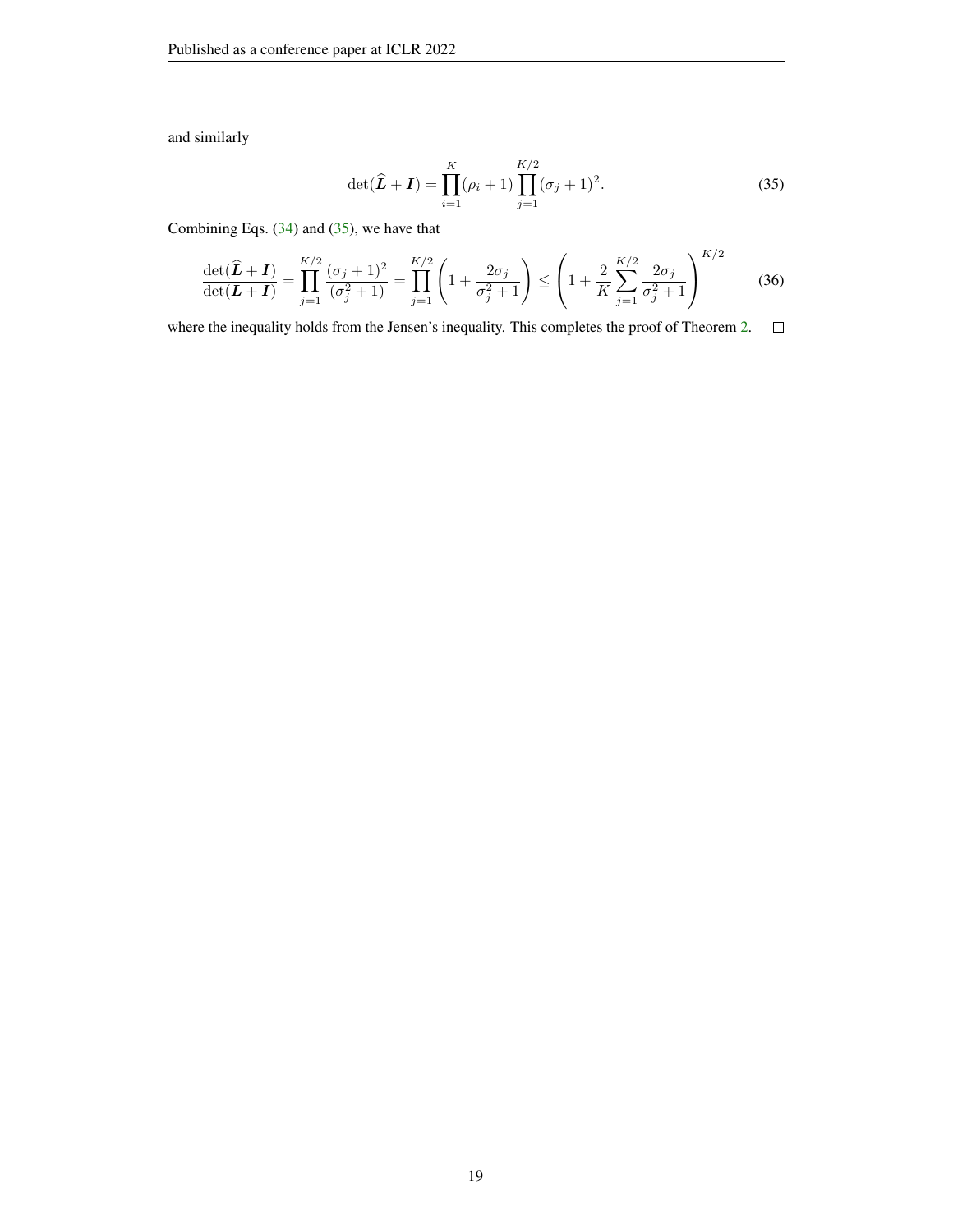and similarly

$$
\det(\widehat{\boldsymbol{L}} + \boldsymbol{I}) = \prod_{i=1}^{K} (\rho_i + 1) \prod_{j=1}^{K/2} (\sigma_j + 1)^2. \tag{35}
$$

Combining Eqs. (34) and (35), we have that

$$
\frac{\det(\widehat{\boldsymbol{L}} + \boldsymbol{I})}{\det(\boldsymbol{L} + \boldsymbol{I})} = \prod_{j=1}^{K/2} \frac{(\sigma_j + 1)^2}{(\sigma_j^2 + 1)} = \prod_{j=1}^{K/2} \left( 1 + \frac{2\sigma_j}{\sigma_j^2 + 1} \right) \leq \left( 1 + \frac{2}{K} \sum_{j=1}^{K/2} \frac{2\sigma_j}{\sigma_j^2 + 1} \right)^{K/2} \tag{36}
$$

where the inequality holds from the Jensen's inequality. This completes the proof of Theorem 2. □